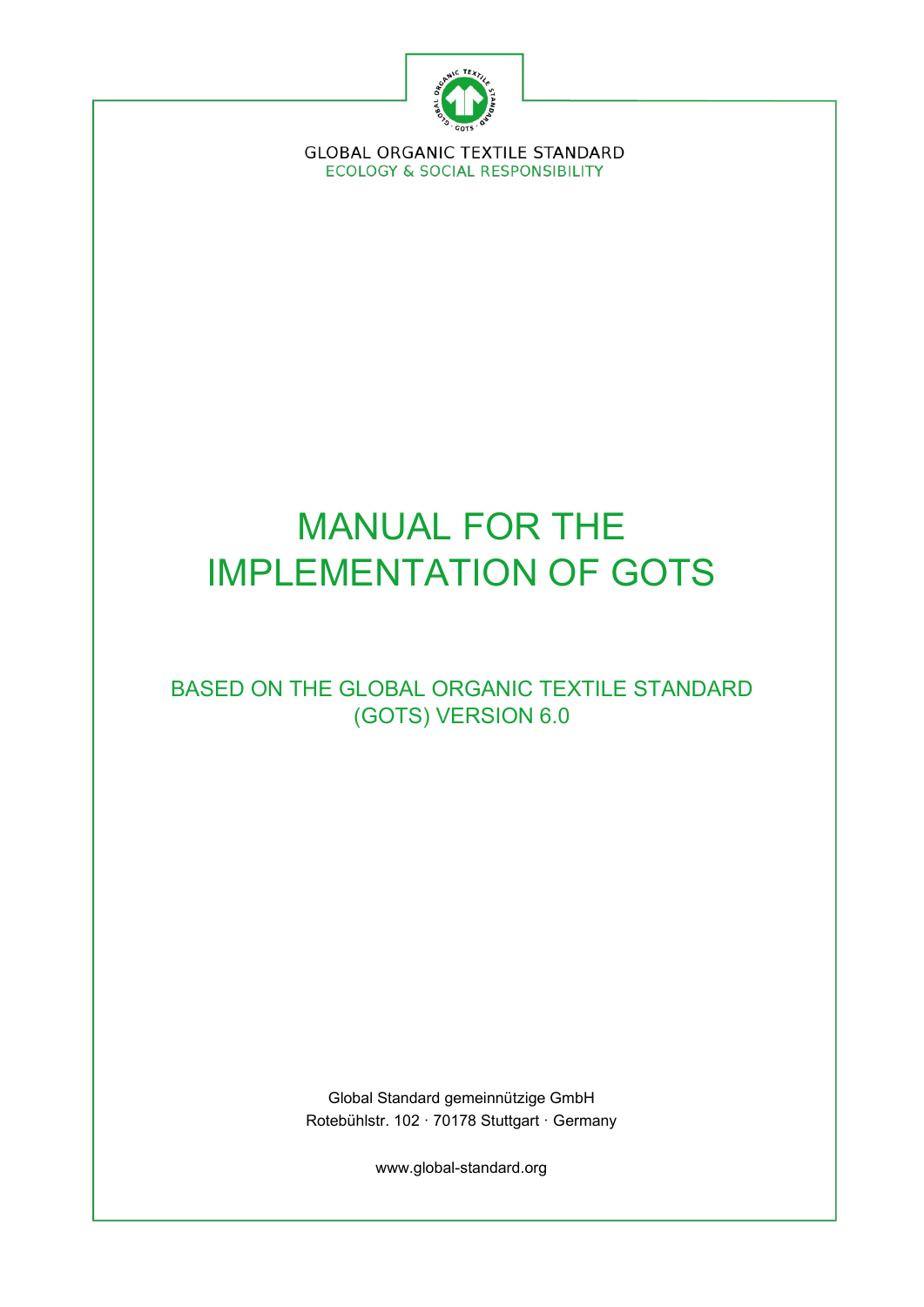GLOBAL ORGANIC TEXTILE STANDARD
ECOLOGY & SOCIAL RESPONSIBILITY

# MANUAL FOR THE IMPLEMENTATION OF GOTS

## BASED ON THE GLOBAL ORGANIC TEXTILE STANDARD (GOTS) VERSION 6.0

Global Standard gemeinnützige GmbH
Rotebühlstr. 102 · 70178 Stuttgart · Germany

www.global-standard.org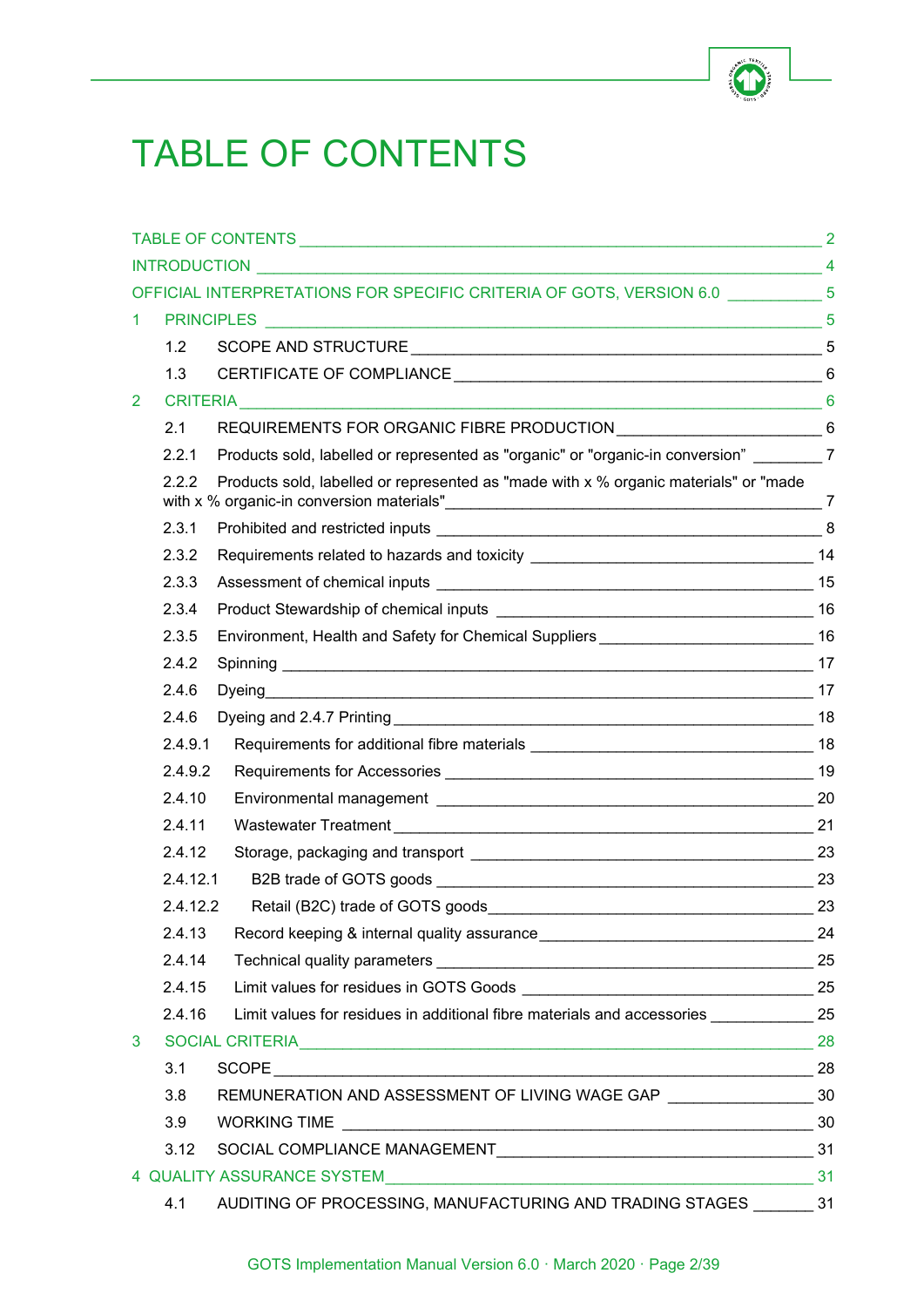# TABLE OF CONTENTS

TABLE OF CONTENTS ____ 2

INTRODUCTION ____ 4

OFFICIAL INTERPRETATIONS FOR SPECIFIC CRITERIA OF GOTS, VERSION 6.0 ____ 5

1 PRINCIPLES ____ 5

- 1.2 SCOPE AND STRUCTURE ____ 5
- 1.3 CERTIFICATE OF COMPLIANCE ____ 6

2 CRITERIA ____ 6

- 2.1 REQUIREMENTS FOR ORGANIC FIBRE PRODUCTION ____ 6
- 2.2.1 Products sold, labelled or represented as "organic" or "organic-in conversion" ____ 7
- 2.2.2 Products sold, labelled or represented as "made with x % organic materials" or "made with x % organic-in conversion materials" ____ 7
- 2.3.1 Prohibited and restricted inputs ____ 8
- 2.3.2 Requirements related to hazards and toxicity ____ 14
- 2.3.3 Assessment of chemical inputs ____ 15
- 2.3.4 Product Stewardship of chemical inputs ____ 16
- 2.3.5 Environment, Health and Safety for Chemical Suppliers ____ 16
- 2.4.2 Spinning ____ 17
- 2.4.6 Dyeing ____ 17
- 2.4.6 Dyeing and 2.4.7 Printing ____ 18
- 2.4.9.1 Requirements for additional fibre materials ____ 18
- 2.4.9.2 Requirements for Accessories ____ 19
- 2.4.10 Environmental management ____ 20
- 2.4.11 Wastewater Treatment ____ 21
- 2.4.12 Storage, packaging and transport ____ 23
- 2.4.12.1 B2B trade of GOTS goods ____ 23
- 2.4.12.2 Retail (B2C) trade of GOTS goods ____ 23
- 2.4.13 Record keeping & internal quality assurance ____ 24
- 2.4.14 Technical quality parameters ____ 25
- 2.4.15 Limit values for residues in GOTS Goods ____ 25
- 2.4.16 Limit values for residues in additional fibre materials and accessories ____ 25

3 SOCIAL CRITERIA ____ 28

- 3.1 SCOPE ____ 28
- 3.8 REMUNERATION AND ASSESSMENT OF LIVING WAGE GAP ____ 30
- 3.9 WORKING TIME ____ 30
- 3.12 SOCIAL COMPLIANCE MANAGEMENT ____ 31

4 QUALITY ASSURANCE SYSTEM ____ 31

- 4.1 AUDITING OF PROCESSING, MANUFACTURING AND TRADING STAGES ____ 31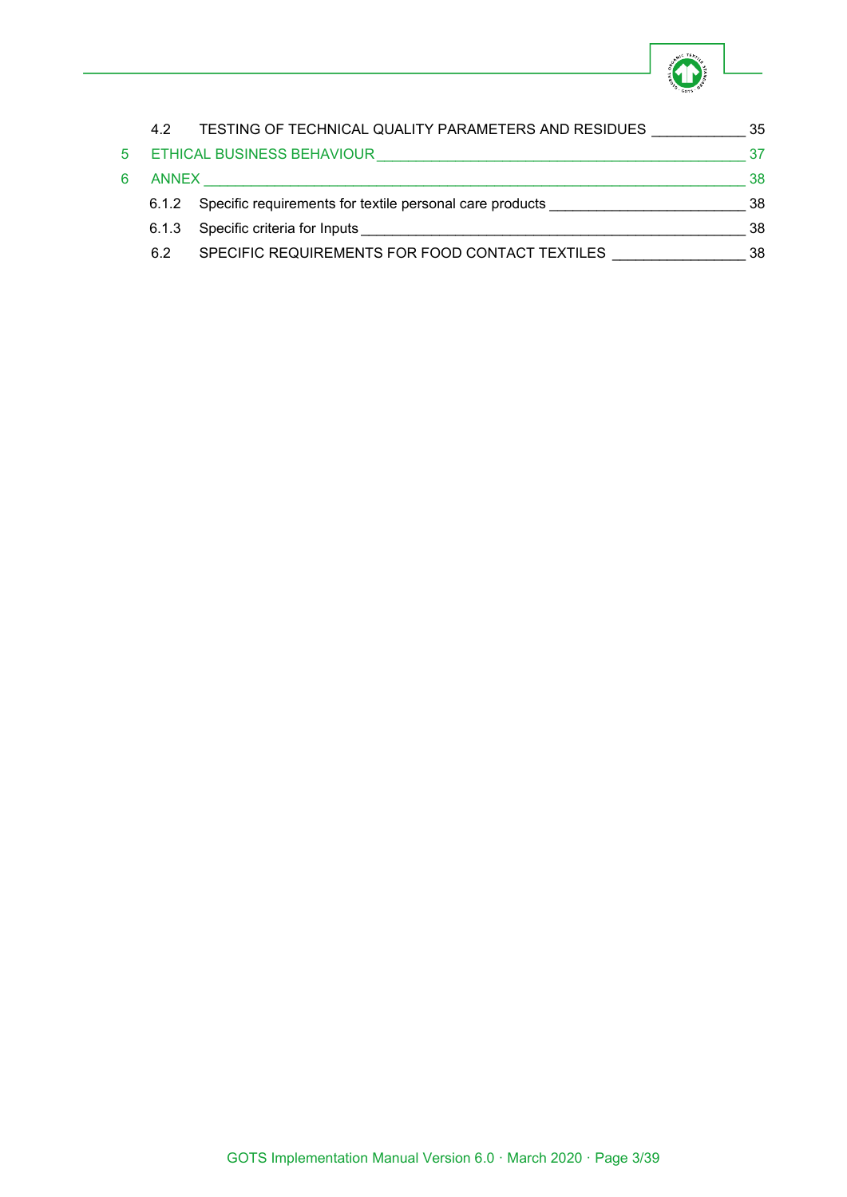4.2 TESTING OF TECHNICAL QUALITY PARAMETERS AND RESIDUES ____________ 35

5 ETHICAL BUSINESS BEHAVIOUR ________________________________________________ 37

6 ANNEX ____________________________________________________________ 38

6.1.2 Specific requirements for textile personal care products ________________________ 38

6.1.3 Specific criteria for Inputs ________________________________________________ 38

6.2 SPECIFIC REQUIREMENTS FOR FOOD CONTACT TEXTILES _________________ 38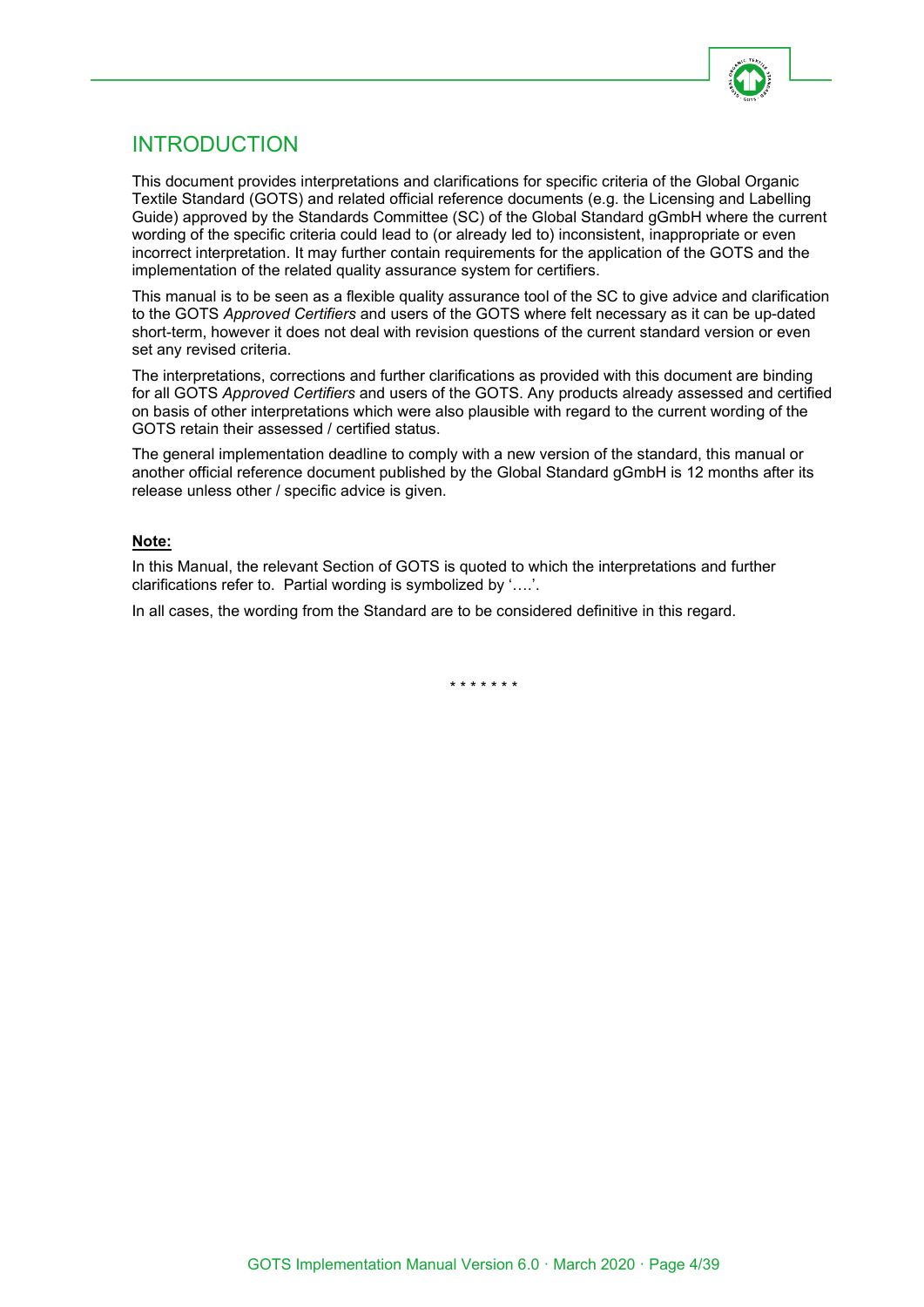# INTRODUCTION

This document provides interpretations and clarifications for specific criteria of the Global Organic Textile Standard (GOTS) and related official reference documents (e.g. the Licensing and Labelling Guide) approved by the Standards Committee (SC) of the Global Standard gGmbH where the current wording of the specific criteria could lead to (or already led to) inconsistent, inappropriate or even incorrect interpretation. It may further contain requirements for the application of the GOTS and the implementation of the related quality assurance system for certifiers.

This manual is to be seen as a flexible quality assurance tool of the SC to give advice and clarification to the GOTS *Approved Certifiers* and users of the GOTS where felt necessary as it can be up-dated short-term, however it does not deal with revision questions of the current standard version or even set any revised criteria.

The interpretations, corrections and further clarifications as provided with this document are binding for all GOTS *Approved Certifiers* and users of the GOTS. Any products already assessed and certified on basis of other interpretations which were also plausible with regard to the current wording of the GOTS retain their assessed / certified status.

The general implementation deadline to comply with a new version of the standard, this manual or another official reference document published by the Global Standard gGmbH is 12 months after its release unless other / specific advice is given.

**<u>Note:</u>**

In this Manual, the relevant Section of GOTS is quoted to which the interpretations and further clarifications refer to. Partial wording is symbolized by '….'.

In all cases, the wording from the Standard are to be considered definitive in this regard.

\* \* \* \* \* \* \*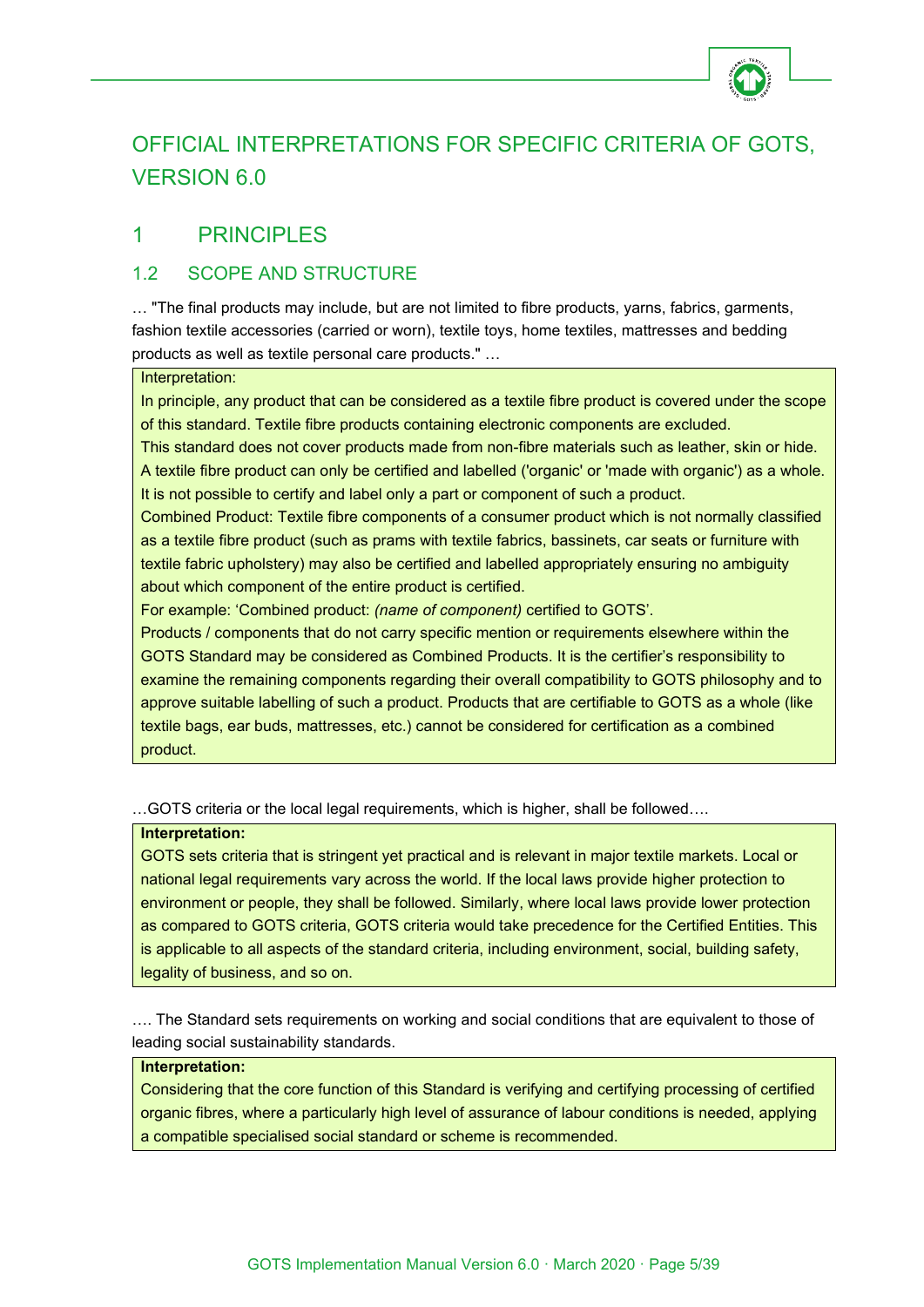# OFFICIAL INTERPRETATIONS FOR SPECIFIC CRITERIA OF GOTS, VERSION 6.0

## 1 PRINCIPLES

### 1.2 SCOPE AND STRUCTURE

… "The final products may include, but are not limited to fibre products, yarns, fabrics, garments, fashion textile accessories (carried or worn), textile toys, home textiles, mattresses and bedding products as well as textile personal care products." …

> Interpretation:
>
> In principle, any product that can be considered as a textile fibre product is covered under the scope of this standard. Textile fibre products containing electronic components are excluded.
>
> This standard does not cover products made from non-fibre materials such as leather, skin or hide.
>
> A textile fibre product can only be certified and labelled ('organic' or 'made with organic') as a whole. It is not possible to certify and label only a part or component of such a product.
>
> Combined Product: Textile fibre components of a consumer product which is not normally classified as a textile fibre product (such as prams with textile fabrics, bassinets, car seats or furniture with textile fabric upholstery) may also be certified and labelled appropriately ensuring no ambiguity about which component of the entire product is certified.
>
> For example: 'Combined product: *(name of component)* certified to GOTS'.
>
> Products / components that do not carry specific mention or requirements elsewhere within the GOTS Standard may be considered as Combined Products. It is the certifier's responsibility to examine the remaining components regarding their overall compatibility to GOTS philosophy and to approve suitable labelling of such a product. Products that are certifiable to GOTS as a whole (like textile bags, ear buds, mattresses, etc.) cannot be considered for certification as a combined product.

…GOTS criteria or the local legal requirements, which is higher, shall be followed….

> **Interpretation:**
>
> GOTS sets criteria that is stringent yet practical and is relevant in major textile markets. Local or national legal requirements vary across the world. If the local laws provide higher protection to environment or people, they shall be followed. Similarly, where local laws provide lower protection as compared to GOTS criteria, GOTS criteria would take precedence for the Certified Entities. This is applicable to all aspects of the standard criteria, including environment, social, building safety, legality of business, and so on.

…. The Standard sets requirements on working and social conditions that are equivalent to those of leading social sustainability standards.

> **Interpretation:**
>
> Considering that the core function of this Standard is verifying and certifying processing of certified organic fibres, where a particularly high level of assurance of labour conditions is needed, applying a compatible specialised social standard or scheme is recommended.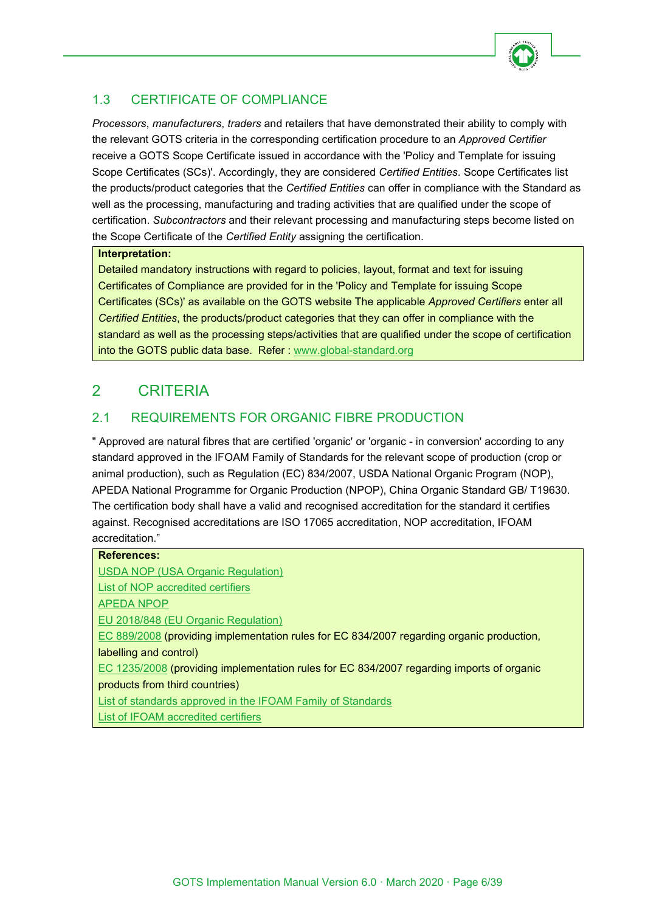### 1.3 CERTIFICATE OF COMPLIANCE

*Processors*, *manufacturers*, *traders* and retailers that have demonstrated their ability to comply with the relevant GOTS criteria in the corresponding certification procedure to an *Approved Certifier* receive a GOTS Scope Certificate issued in accordance with the 'Policy and Template for issuing Scope Certificates (SCs)'. Accordingly, they are considered *Certified Entities*. Scope Certificates list the products/product categories that the *Certified Entities* can offer in compliance with the Standard as well as the processing, manufacturing and trading activities that are qualified under the scope of certification. *Subcontractors* and their relevant processing and manufacturing steps become listed on the Scope Certificate of the *Certified Entity* assigning the certification.

**Interpretation:**

Detailed mandatory instructions with regard to policies, layout, format and text for issuing Certificates of Compliance are provided for in the 'Policy and Template for issuing Scope Certificates (SCs)' as available on the GOTS website The applicable *Approved Certifiers* enter all *Certified Entities*, the products/product categories that they can offer in compliance with the standard as well as the processing steps/activities that are qualified under the scope of certification into the GOTS public data base. Refer : www.global-standard.org

# 2 CRITERIA

## 2.1 REQUIREMENTS FOR ORGANIC FIBRE PRODUCTION

" Approved are natural fibres that are certified 'organic' or 'organic - in conversion' according to any standard approved in the IFOAM Family of Standards for the relevant scope of production (crop or animal production), such as Regulation (EC) 834/2007, USDA National Organic Program (NOP), APEDA National Programme for Organic Production (NPOP), China Organic Standard GB/ T19630. The certification body shall have a valid and recognised accreditation for the standard it certifies against. Recognised accreditations are ISO 17065 accreditation, NOP accreditation, IFOAM accreditation."

**References:**

USDA NOP (USA Organic Regulation)

List of NOP accredited certifiers

APEDA NPOP

EU 2018/848 (EU Organic Regulation)

EC 889/2008 (providing implementation rules for EC 834/2007 regarding organic production, labelling and control)

EC 1235/2008 (providing implementation rules for EC 834/2007 regarding imports of organic products from third countries)

List of standards approved in the IFOAM Family of Standards

List of IFOAM accredited certifiers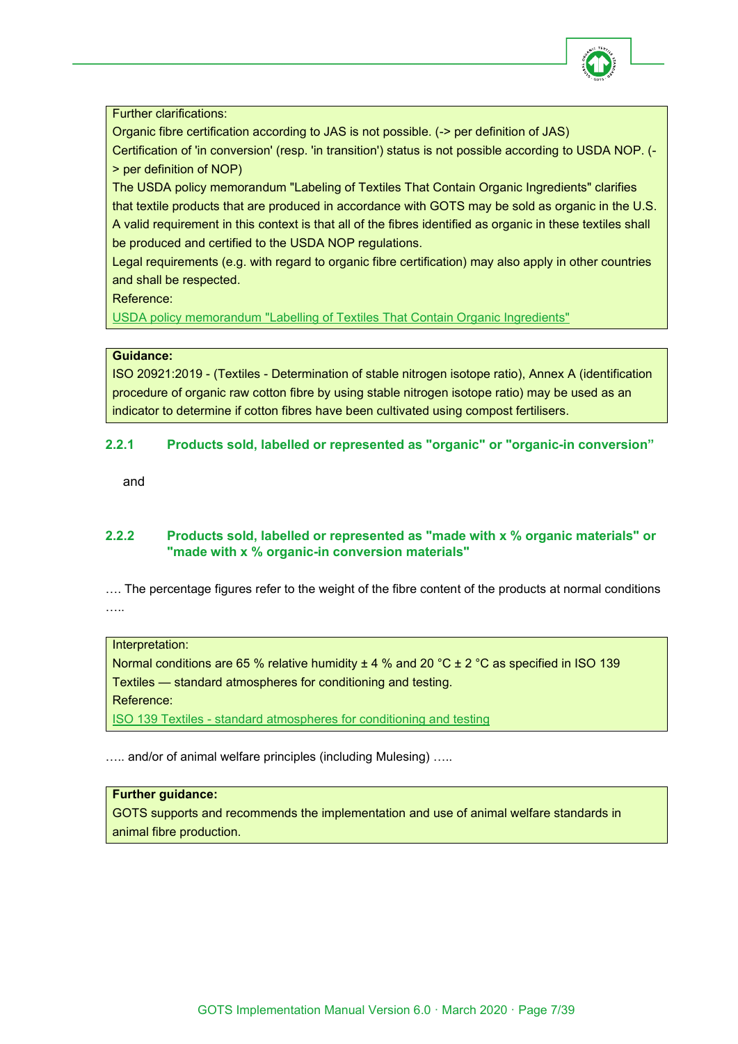Further clarifications:

Organic fibre certification according to JAS is not possible. (-> per definition of JAS)

Certification of 'in conversion' (resp. 'in transition') status is not possible according to USDA NOP. (-> per definition of NOP)

The USDA policy memorandum "Labeling of Textiles That Contain Organic Ingredients" clarifies that textile products that are produced in accordance with GOTS may be sold as organic in the U.S. A valid requirement in this context is that all of the fibres identified as organic in these textiles shall be produced and certified to the USDA NOP regulations.

Legal requirements (e.g. with regard to organic fibre certification) may also apply in other countries and shall be respected.

Reference:

USDA policy memorandum "Labelling of Textiles That Contain Organic Ingredients"

**Guidance:**

ISO 20921:2019 - (Textiles - Determination of stable nitrogen isotope ratio), Annex A (identification procedure of organic raw cotton fibre by using stable nitrogen isotope ratio) may be used as an indicator to determine if cotton fibres have been cultivated using compost fertilisers.

### 2.2.1 Products sold, labelled or represented as "organic" or "organic-in conversion”

and

### 2.2.2 Products sold, labelled or represented as "made with x % organic materials" or "made with x % organic-in conversion materials"

…. The percentage figures refer to the weight of the fibre content of the products at normal conditions …..

Interpretation:

Normal conditions are 65 % relative humidity ± 4 % and 20 °C ± 2 °C as specified in ISO 139 Textiles — standard atmospheres for conditioning and testing.

Reference:

ISO 139 Textiles - standard atmospheres for conditioning and testing

….. and/or of animal welfare principles (including Mulesing) …..

**Further guidance:**

GOTS supports and recommends the implementation and use of animal welfare standards in animal fibre production.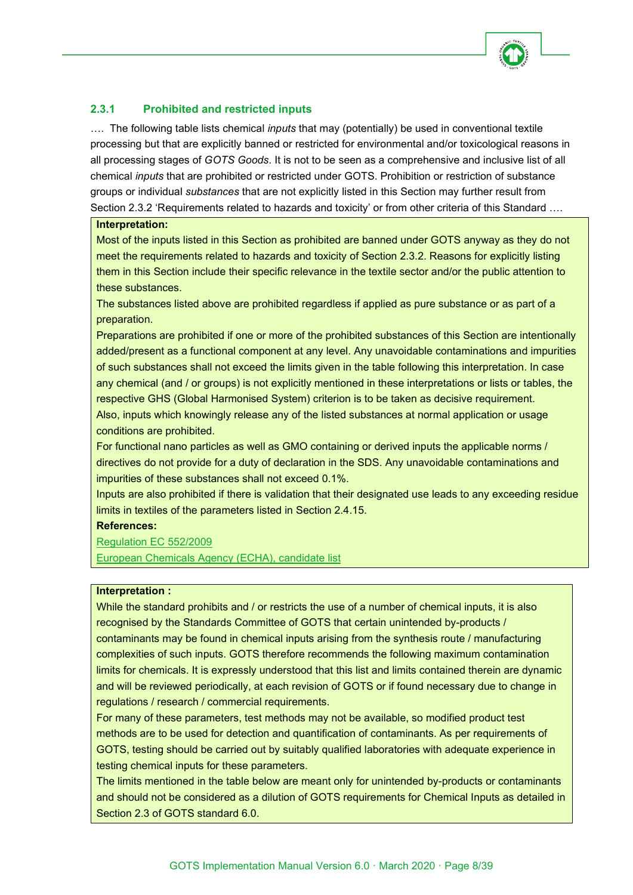### 2.3.1 Prohibited and restricted inputs

…. The following table lists chemical *inputs* that may (potentially) be used in conventional textile processing but that are explicitly banned or restricted for environmental and/or toxicological reasons in all processing stages of *GOTS Goods*. It is not to be seen as a comprehensive and inclusive list of all chemical *inputs* that are prohibited or restricted under GOTS. Prohibition or restriction of substance groups or individual *substances* that are not explicitly listed in this Section may further result from Section 2.3.2 'Requirements related to hazards and toxicity' or from other criteria of this Standard ….

**Interpretation:**

Most of the inputs listed in this Section as prohibited are banned under GOTS anyway as they do not meet the requirements related to hazards and toxicity of Section 2.3.2. Reasons for explicitly listing them in this Section include their specific relevance in the textile sector and/or the public attention to these substances.

The substances listed above are prohibited regardless if applied as pure substance or as part of a preparation.

Preparations are prohibited if one or more of the prohibited substances of this Section are intentionally added/present as a functional component at any level. Any unavoidable contaminations and impurities of such substances shall not exceed the limits given in the table following this interpretation. In case any chemical (and / or groups) is not explicitly mentioned in these interpretations or lists or tables, the respective GHS (Global Harmonised System) criterion is to be taken as decisive requirement.

Also, inputs which knowingly release any of the listed substances at normal application or usage conditions are prohibited.

For functional nano particles as well as GMO containing or derived inputs the applicable norms / directives do not provide for a duty of declaration in the SDS. Any unavoidable contaminations and impurities of these substances shall not exceed 0.1%.

Inputs are also prohibited if there is validation that their designated use leads to any exceeding residue limits in textiles of the parameters listed in Section 2.4.15.

**References:**

Regulation EC 552/2009

European Chemicals Agency (ECHA), candidate list

**Interpretation :**

While the standard prohibits and / or restricts the use of a number of chemical inputs, it is also recognised by the Standards Committee of GOTS that certain unintended by-products / contaminants may be found in chemical inputs arising from the synthesis route / manufacturing complexities of such inputs. GOTS therefore recommends the following maximum contamination limits for chemicals. It is expressly understood that this list and limits contained therein are dynamic and will be reviewed periodically, at each revision of GOTS or if found necessary due to change in regulations / research / commercial requirements.

For many of these parameters, test methods may not be available, so modified product test methods are to be used for detection and quantification of contaminants. As per requirements of GOTS, testing should be carried out by suitably qualified laboratories with adequate experience in testing chemical inputs for these parameters.

The limits mentioned in the table below are meant only for unintended by-products or contaminants and should not be considered as a dilution of GOTS requirements for Chemical Inputs as detailed in Section 2.3 of GOTS standard 6.0.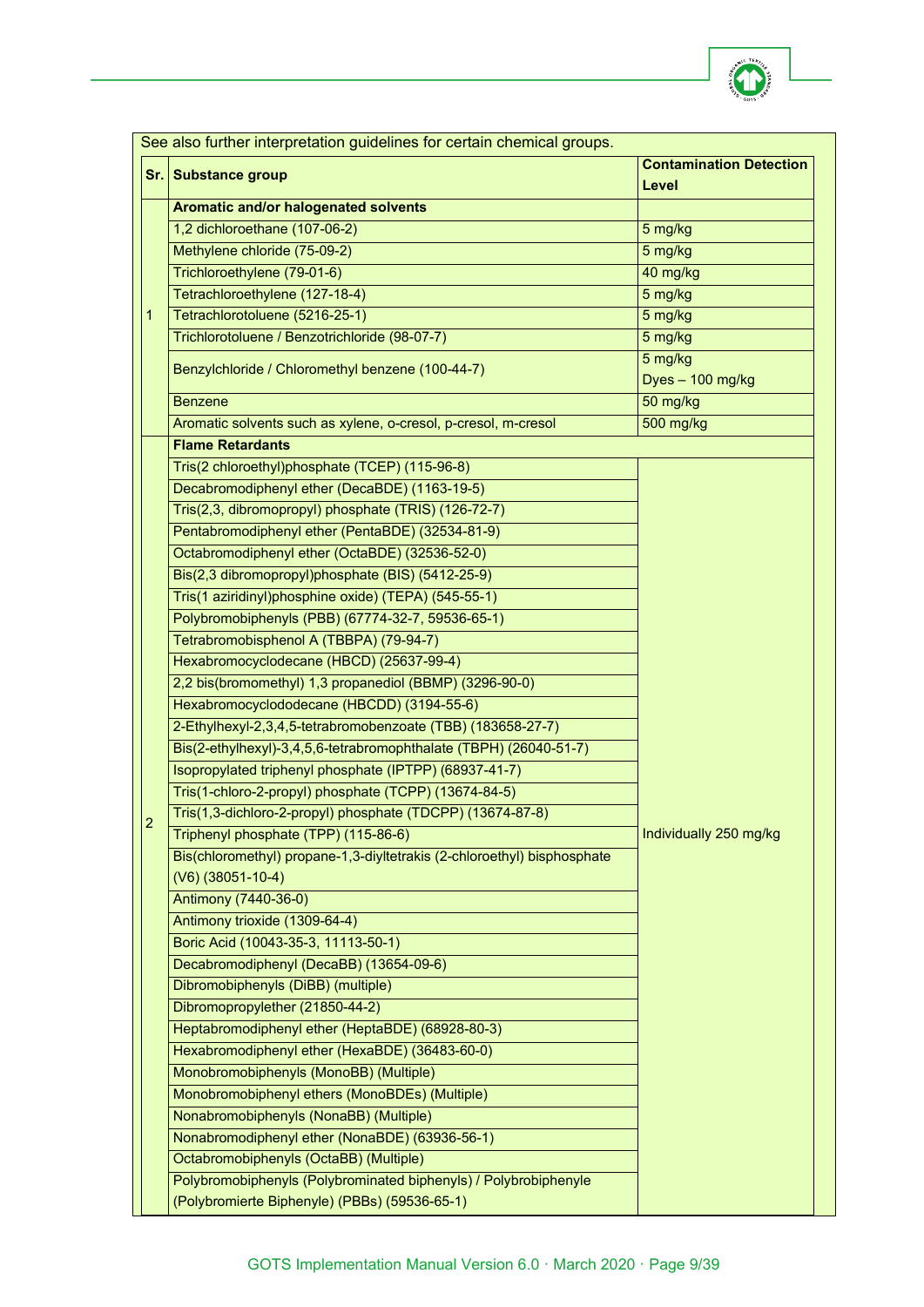See also further interpretation guidelines for certain chemical groups.

| Sr. | Substance group | Contamination Detection Level |
|---|---|---|
| 1 | **Aromatic and/or halogenated solvents** | |
| | 1,2 dichloroethane (107-06-2) | 5 mg/kg |
| | Methylene chloride (75-09-2) | 5 mg/kg |
| | Trichloroethylene (79-01-6) | 40 mg/kg |
| | Tetrachloroethylene (127-18-4) | 5 mg/kg |
| | Tetrachlorotoluene (5216-25-1) | 5 mg/kg |
| | Trichlorotoluene / Benzotrichloride (98-07-7) | 5 mg/kg |
| | Benzylchloride / Chloromethyl benzene (100-44-7) | 5 mg/kg<br>Dyes – 100 mg/kg |
| | Benzene | 50 mg/kg |
| | Aromatic solvents such as xylene, o-cresol, p-cresol, m-cresol | 500 mg/kg |
| 2 | **Flame Retardants** | Individually 250 mg/kg |
| | Tris(2 chloroethyl)phosphate (TCEP) (115-96-8) | |
| | Decabromodiphenyl ether (DecaBDE) (1163-19-5) | |
| | Tris(2,3, dibromopropyl) phosphate (TRIS) (126-72-7) | |
| | Pentabromodiphenyl ether (PentaBDE) (32534-81-9) | |
| | Octabromodiphenyl ether (OctaBDE) (32536-52-0) | |
| | Bis(2,3 dibromopropyl)phosphate (BIS) (5412-25-9) | |
| | Tris(1 aziridinyl)phosphine oxide) (TEPA) (545-55-1) | |
| | Polybromobiphenyls (PBB) (67774-32-7, 59536-65-1) | |
| | Tetrabromobisphenol A (TBBPA) (79-94-7) | |
| | Hexabromocyclodecane (HBCD) (25637-99-4) | |
| | 2,2 bis(bromomethyl) 1,3 propanediol (BBMP) (3296-90-0) | |
| | Hexabromocyclododecane (HBCDD) (3194-55-6) | |
| | 2-Ethylhexyl-2,3,4,5-tetrabromobenzoate (TBB) (183658-27-7) | |
| | Bis(2-ethylhexyl)-3,4,5,6-tetrabromophthalate (TBPH) (26040-51-7) | |
| | Isopropylated triphenyl phosphate (IPTPP) (68937-41-7) | |
| | Tris(1-chloro-2-propyl) phosphate (TCPP) (13674-84-5) | |
| | Tris(1,3-dichloro-2-propyl) phosphate (TDCPP) (13674-87-8) | |
| | Triphenyl phosphate (TPP) (115-86-6) | |
| | Bis(chloromethyl) propane-1,3-diyltetrakis (2-chloroethyl) bisphosphate (V6) (38051-10-4) | |
| | Antimony (7440-36-0) | |
| | Antimony trioxide (1309-64-4) | |
| | Boric Acid (10043-35-3, 11113-50-1) | |
| | Decabromodiphenyl (DecaBB) (13654-09-6) | |
| | Dibromobiphenyls (DiBB) (multiple) | |
| | Dibromopropylether (21850-44-2) | |
| | Heptabromodiphenyl ether (HeptaBDE) (68928-80-3) | |
| | Hexabromodiphenyl ether (HexaBDE) (36483-60-0) | |
| | Monobromobiphenyls (MonoBB) (Multiple) | |
| | Monobromobiphenyl ethers (MonoBDEs) (Multiple) | |
| | Nonabromobiphenyls (NonaBB) (Multiple) | |
| | Nonabromodiphenyl ether (NonaBDE) (63936-56-1) | |
| | Octabromobiphenyls (OctaBB) (Multiple) | |
| | Polybromobiphenyls (Polybrominated biphenyls) / Polybrobiphenyle (Polybromierte Biphenyle) (PBBs) (59536-65-1) | |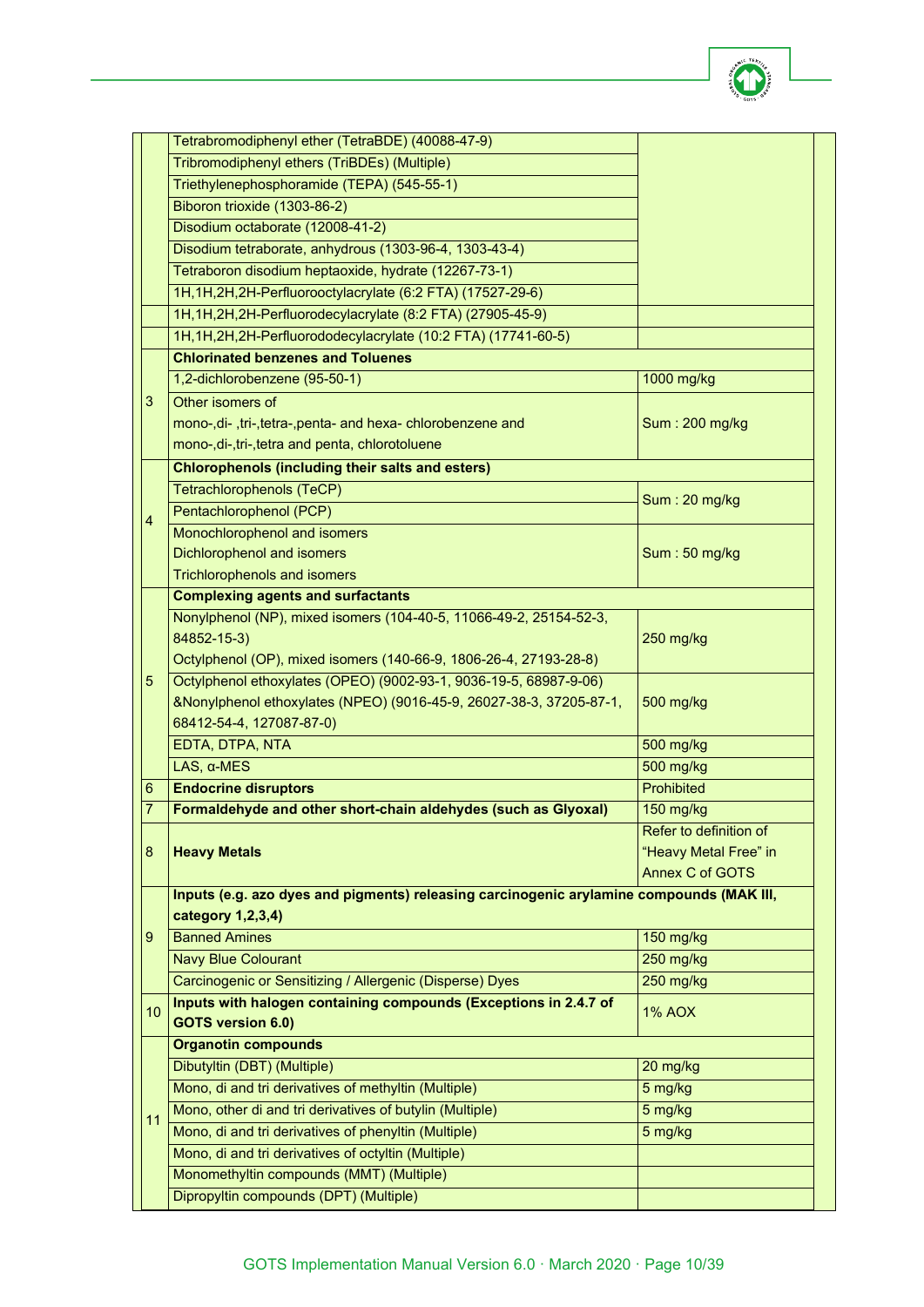| | | |
|---|---|---|
| | Tetrabromodiphenyl ether (TetraBDE) (40088-47-9) | |
| | Tribromodiphenyl ethers (TriBDEs) (Multiple) | |
| | Triethylenephosphoramide (TEPA) (545-55-1) | |
| | Biboron trioxide (1303-86-2) | |
| | Disodium octaborate (12008-41-2) | |
| | Disodium tetraborate, anhydrous (1303-96-4, 1303-43-4) | |
| | Tetraboron disodium heptaoxide, hydrate (12267-73-1) | |
| | 1H,1H,2H,2H-Perfluorooctylacrylate (6:2 FTA) (17527-29-6) | |
| | 1H,1H,2H,2H-Perfluorodecylacrylate (8:2 FTA) (27905-45-9) | |
| | 1H,1H,2H,2H-Perfluorododecylacrylate (10:2 FTA) (17741-60-5) | |
| 3 | **Chlorinated benzenes and Toluenes** | |
| | 1,2-dichlorobenzene (95-50-1) | 1000 mg/kg |
| | Other isomers of mono-,di- ,tri-,tetra-,penta- and hexa- chlorobenzene and mono-,di-,tri-,tetra and penta, chlorotoluene | Sum : 200 mg/kg |
| 4 | **Chlorophenols (including their salts and esters)** | |
| | Tetrachlorophenols (TeCP) | Sum : 20 mg/kg |
| | Pentachlorophenol (PCP) | |
| | Monochlorophenol and isomers<br>Dichlorophenol and isomers<br>Trichlorophenols and isomers | Sum : 50 mg/kg |
| 5 | **Complexing agents and surfactants** | |
| | Nonylphenol (NP), mixed isomers (104-40-5, 11066-49-2, 25154-52-3, 84852-15-3)<br>Octylphenol (OP), mixed isomers (140-66-9, 1806-26-4, 27193-28-8) | 250 mg/kg |
| | Octylphenol ethoxylates (OPEO) (9002-93-1, 9036-19-5, 68987-9-06) &Nonylphenol ethoxylates (NPEO) (9016-45-9, 26027-38-3, 37205-87-1, 68412-54-4, 127087-87-0) | 500 mg/kg |
| | EDTA, DTPA, NTA | 500 mg/kg |
| | LAS, α-MES | 500 mg/kg |
| 6 | **Endocrine disruptors** | Prohibited |
| 7 | **Formaldehyde and other short-chain aldehydes (such as Glyoxal)** | 150 mg/kg |
| 8 | **Heavy Metals** | Refer to definition of "Heavy Metal Free" in Annex C of GOTS |
| 9 | **Inputs (e.g. azo dyes and pigments) releasing carcinogenic arylamine compounds (MAK III, category 1,2,3,4)** | |
| | Banned Amines | 150 mg/kg |
| | Navy Blue Colourant | 250 mg/kg |
| | Carcinogenic or Sensitizing / Allergenic (Disperse) Dyes | 250 mg/kg |
| 10 | **Inputs with halogen containing compounds (Exceptions in 2.4.7 of GOTS version 6.0)** | 1% AOX |
| 11 | **Organotin compounds** | |
| | Dibutyltin (DBT) (Multiple) | 20 mg/kg |
| | Mono, di and tri derivatives of methyltin (Multiple) | 5 mg/kg |
| | Mono, other di and tri derivatives of butylin (Multiple) | 5 mg/kg |
| | Mono, di and tri derivatives of phenyltin (Multiple) | 5 mg/kg |
| | Mono, di and tri derivatives of octyltin (Multiple) | |
| | Monomethyltin compounds (MMT) (Multiple) | |
| | Dipropyltin compounds (DPT) (Multiple) | |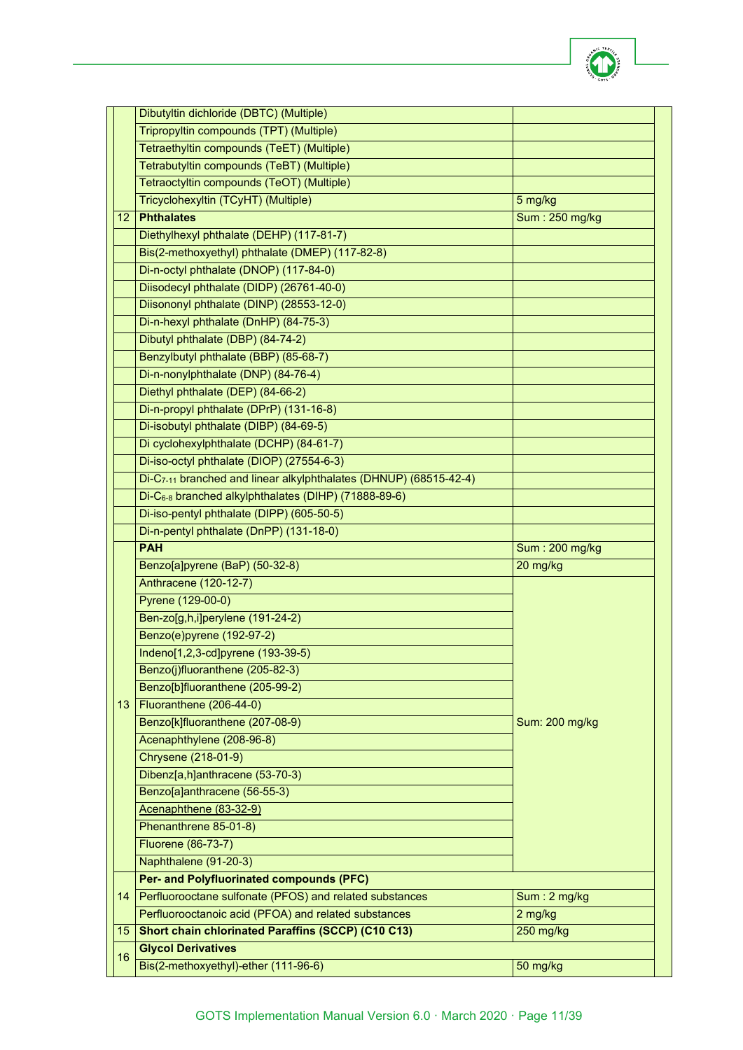| | | | |
|---|---|---|---|
| | Dibutyltin dichloride (DBTC) (Multiple) | | |
| | Tripropyltin compounds (TPT) (Multiple) | | |
| | Tetraethyltin compounds (TeET) (Multiple) | | |
| | Tetrabutyltin compounds (TeBT) (Multiple) | | |
| | Tetraoctyltin compounds (TeOT) (Multiple) | | |
| | Tricyclohexyltin (TCyHT) (Multiple) | 5 mg/kg | |
| 12 | **Phthalates** | Sum : 250 mg/kg | |
| | Diethylhexyl phthalate (DEHP) (117-81-7) | | |
| | Bis(2-methoxyethyl) phthalate (DMEP) (117-82-8) | | |
| | Di-n-octyl phthalate (DNOP) (117-84-0) | | |
| | Diisodecyl phthalate (DIDP) (26761-40-0) | | |
| | Diisononyl phthalate (DINP) (28553-12-0) | | |
| | Di-n-hexyl phthalate (DnHP) (84-75-3) | | |
| | Dibutyl phthalate (DBP) (84-74-2) | | |
| | Benzylbutyl phthalate (BBP) (85-68-7) | | |
| | Di-n-nonylphthalate (DNP) (84-76-4) | | |
| | Diethyl phthalate (DEP) (84-66-2) | | |
| | Di-n-propyl phthalate (DPrP) (131-16-8) | | |
| | Di-isobutyl phthalate (DIBP) (84-69-5) | | |
| | Di cyclohexylphthalate (DCHP) (84-61-7) | | |
| | Di-iso-octyl phthalate (DIOP) (27554-6-3) | | |
| | Di-$C_{7-11}$ branched and linear alkylphthalates (DHNUP) (68515-42-4) | | |
| | Di-$C_{6-8}$ branched alkylphthalates (DIHP) (71888-89-6) | | |
| | Di-iso-pentyl phthalate (DIPP) (605-50-5) | | |
| | Di-n-pentyl phthalate (DnPP) (131-18-0) | | |
| 13 | **PAH** | Sum : 200 mg/kg | |
| | Benzo[a]pyrene (BaP) (50-32-8) | 20 mg/kg | |
| | Anthracene (120-12-7) | Sum: 200 mg/kg | |
| | Pyrene (129-00-0) | | |
| | Ben-zo[g,h,i]perylene (191-24-2) | | |
| | Benzo(e)pyrene (192-97-2) | | |
| | Indeno[1,2,3-cd]pyrene (193-39-5) | | |
| | Benzo(j)fluoranthene (205-82-3) | | |
| | Benzo[b]fluoranthene (205-99-2) | | |
| | Fluoranthene (206-44-0) | | |
| | Benzo[k]fluoranthene (207-08-9) | | |
| | Acenaphthylene (208-96-8) | | |
| | Chrysene (218-01-9) | | |
| | Dibenz[a,h]anthracene (53-70-3) | | |
| | Benzo[a]anthracene (56-55-3) | | |
| | Acenaphthene (83-32-9) | | |
| | Phenanthrene 85-01-8) | | |
| | Fluorene (86-73-7) | | |
| | Naphthalene (91-20-3) | | |
| 14 | **Per- and Polyfluorinated compounds (PFC)** | | |
| | Perfluorooctane sulfonate (PFOS) and related substances | Sum : 2 mg/kg | |
| | Perfluorooctanoic acid (PFOA) and related substances | 2 mg/kg | |
| 15 | **Short chain chlorinated Paraffins (SCCP) (C10 C13)** | 250 mg/kg | |
| 16 | **Glycol Derivatives** | | |
| | Bis(2-methoxyethyl)-ether (111-96-6) | 50 mg/kg | |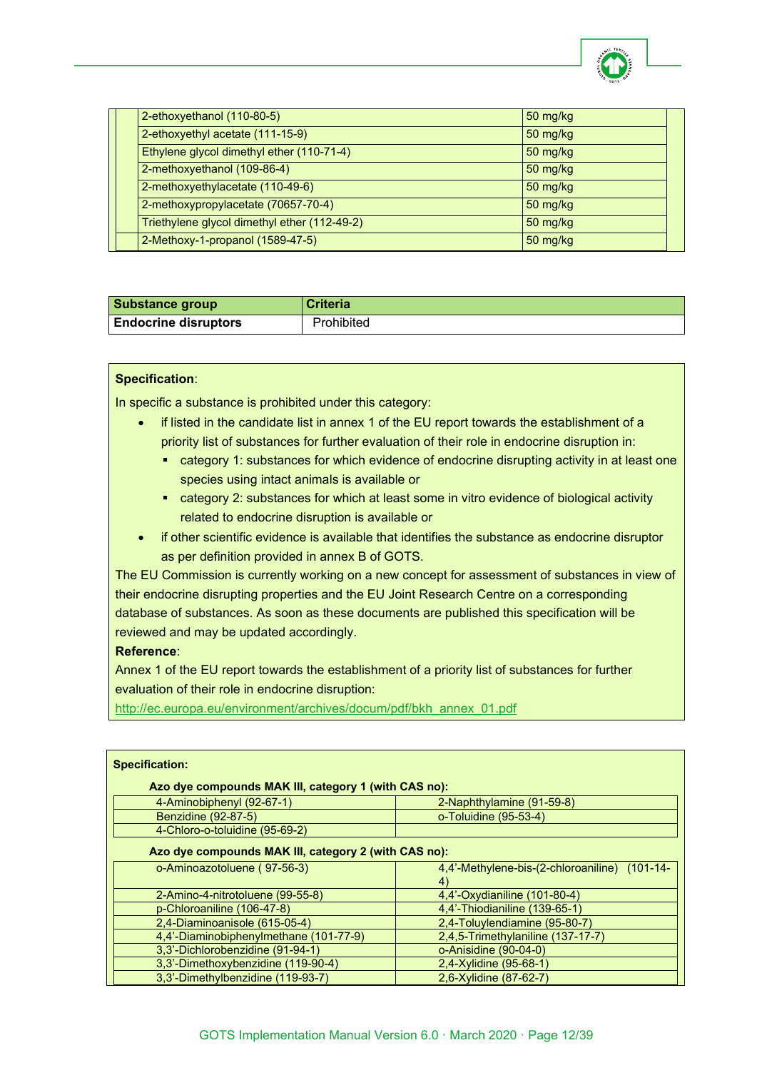| | | |
|---|---|---|
| | 2-ethoxyethanol (110-80-5) | 50 mg/kg |
| | 2-ethoxyethyl acetate (111-15-9) | 50 mg/kg |
| | Ethylene glycol dimethyl ether (110-71-4) | 50 mg/kg |
| | 2-methoxyethanol (109-86-4) | 50 mg/kg |
| | 2-methoxyethylacetate (110-49-6) | 50 mg/kg |
| | 2-methoxypropylacetate (70657-70-4) | 50 mg/kg |
| | Triethylene glycol dimethyl ether (112-49-2) | 50 mg/kg |
| | 2-Methoxy-1-propanol (1589-47-5) | 50 mg/kg |

| Substance group | Criteria |
|---|---|
| **Endocrine disruptors** | Prohibited |

**Specification**:

In specific a substance is prohibited under this category:

- if listed in the candidate list in annex 1 of the EU report towards the establishment of a priority list of substances for further evaluation of their role in endocrine disruption in:
  - category 1: substances for which evidence of endocrine disrupting activity in at least one species using intact animals is available or
  - category 2: substances for which at least some in vitro evidence of biological activity related to endocrine disruption is available or
- if other scientific evidence is available that identifies the substance as endocrine disruptor as per definition provided in annex B of GOTS.

The EU Commission is currently working on a new concept for assessment of substances in view of their endocrine disrupting properties and the EU Joint Research Centre on a corresponding database of substances. As soon as these documents are published this specification will be reviewed and may be updated accordingly.

**Reference**:

Annex 1 of the EU report towards the establishment of a priority list of substances for further evaluation of their role in endocrine disruption:

http://ec.europa.eu/environment/archives/docum/pdf/bkh_annex_01.pdf

**Specification:**

**Azo dye compounds MAK III, category 1 (with CAS no):**

| | |
|---|---|
| 4-Aminobiphenyl (92-67-1) | 2-Naphthylamine (91-59-8) |
| Benzidine (92-87-5) | o-Toluidine (95-53-4) |
| 4-Chloro-o-toluidine (95-69-2) | |

**Azo dye compounds MAK III, category 2 (with CAS no):**

| | |
|---|---|
| o-Aminoazotoluene ( 97-56-3) | 4,4'-Methylene-bis-(2-chloroaniline) (101-14-4) |
| 2-Amino-4-nitrotoluene (99-55-8) | 4,4'-Oxydianiline (101-80-4) |
| p-Chloroaniline (106-47-8) | 4,4'-Thiodianiline (139-65-1) |
| 2,4-Diaminoanisole (615-05-4) | 2,4-Toluylendiamine (95-80-7) |
| 4,4'-Diaminobiphenylmethane (101-77-9) | 2,4,5-Trimethylaniline (137-17-7) |
| 3,3'-Dichlorobenzidine (91-94-1) | o-Anisidine (90-04-0) |
| 3,3'-Dimethoxybenzidine (119-90-4) | 2,4-Xylidine (95-68-1) |
| 3,3'-Dimethylbenzidine (119-93-7) | 2,6-Xylidine (87-62-7) |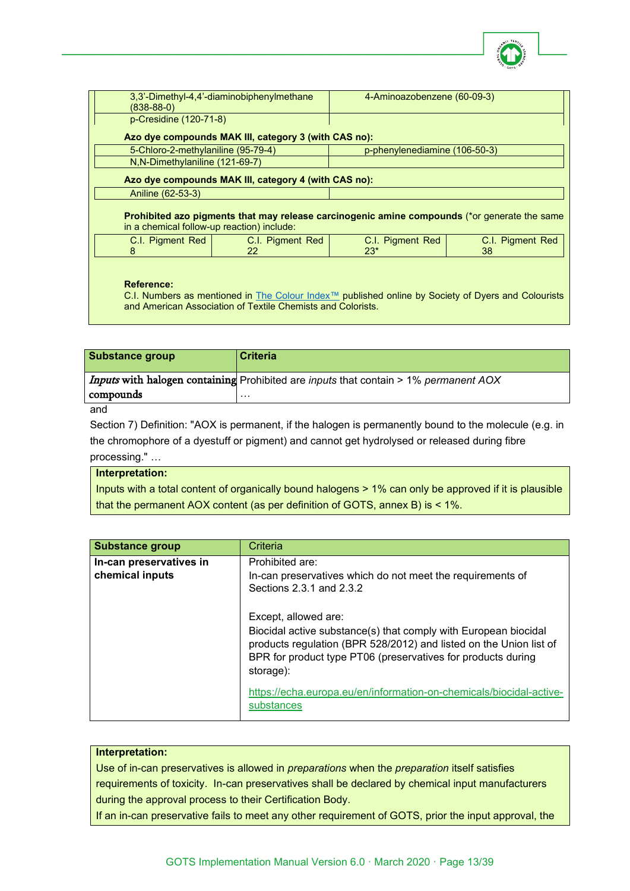| 3,3'-Dimethyl-4,4'-diaminobiphenylmethane (838-88-0) | 4-Aminoazobenzene (60-09-3) |
|---|---|
| p-Cresidine (120-71-8) | |

**Azo dye compounds MAK III, category 3 (with CAS no):**

| 5-Chloro-2-methylaniline (95-79-4) | p-phenylenediamine (106-50-3) |
|---|---|
| N,N-Dimethylaniline (121-69-7) | |

**Azo dye compounds MAK III, category 4 (with CAS no):**

| Aniline (62-53-3) | |
|---|---|

**Prohibited azo pigments that may release carcinogenic amine compounds** (*or generate the same in a chemical follow-up reaction) include:

| C.I. Pigment Red 8 | C.I. Pigment Red 22 | C.I. Pigment Red 23* | C.I. Pigment Red 38 |
|---|---|---|---|

**Reference:**

C.I. Numbers as mentioned in The Colour Index™ published online by Society of Dyers and Colourists and American Association of Textile Chemists and Colorists.

| Substance group | Criteria |
|---|---|
| *Inputs* with halogen containing compounds | Prohibited are *inputs* that contain > 1% *permanent AOX* … |

and

Section 7) Definition: "AOX is permanent, if the halogen is permanently bound to the molecule (e.g. in the chromophore of a dyestuff or pigment) and cannot get hydrolysed or released during fibre processing." …

**Interpretation:**

Inputs with a total content of organically bound halogens > 1% can only be approved if it is plausible that the permanent AOX content (as per definition of GOTS, annex B) is < 1%.

| Substance group | Criteria |
|---|---|
| **In-can preservatives in chemical inputs** | Prohibited are:<br>In-can preservatives which do not meet the requirements of Sections 2.3.1 and 2.3.2<br><br>Except, allowed are:<br>Biocidal active substance(s) that comply with European biocidal products regulation (BPR 528/2012) and listed on the Union list of BPR for product type PT06 (preservatives for products during storage):<br><br>https://echa.europa.eu/en/information-on-chemicals/biocidal-active-substances |

**Interpretation:**

Use of in-can preservatives is allowed in *preparations* when the *preparation* itself satisfies requirements of toxicity. In-can preservatives shall be declared by chemical input manufacturers during the approval process to their Certification Body.

If an in-can preservative fails to meet any other requirement of GOTS, prior the input approval, the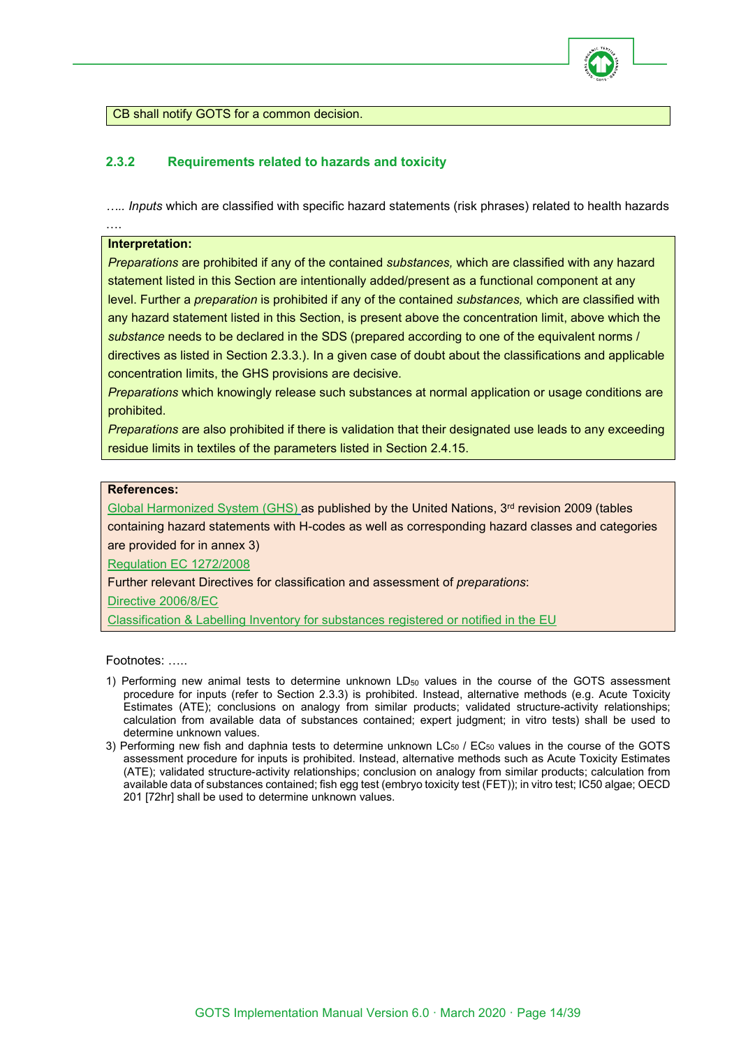CB shall notify GOTS for a common decision.

### 2.3.2 Requirements related to hazards and toxicity

….. *Inputs* which are classified with specific hazard statements (risk phrases) related to health hazards ….

**Interpretation:**

*Preparations* are prohibited if any of the contained *substances,* which are classified with any hazard statement listed in this Section are intentionally added/present as a functional component at any level. Further a *preparation* is prohibited if any of the contained *substances,* which are classified with any hazard statement listed in this Section, is present above the concentration limit, above which the *substance* needs to be declared in the SDS (prepared according to one of the equivalent norms / directives as listed in Section 2.3.3.). In a given case of doubt about the classifications and applicable concentration limits, the GHS provisions are decisive.

*Preparations* which knowingly release such substances at normal application or usage conditions are prohibited.

*Preparations* are also prohibited if there is validation that their designated use leads to any exceeding residue limits in textiles of the parameters listed in Section 2.4.15.

**References:**

Global Harmonized System (GHS) as published by the United Nations, 3rd revision 2009 (tables containing hazard statements with H-codes as well as corresponding hazard classes and categories are provided for in annex 3)

Regulation EC 1272/2008

Further relevant Directives for classification and assessment of *preparations*:

Directive 2006/8/EC

Classification & Labelling Inventory for substances registered or notified in the EU

Footnotes: …..

1) Performing new animal tests to determine unknown $LD_{50}$ values in the course of the GOTS assessment procedure for inputs (refer to Section 2.3.3) is prohibited. Instead, alternative methods (e.g. Acute Toxicity Estimates (ATE); conclusions on analogy from similar products; validated structure-activity relationships; calculation from available data of substances contained; expert judgment; in vitro tests) shall be used to determine unknown values.
3) Performing new fish and daphnia tests to determine unknown $LC_{50}$ / $EC_{50}$ values in the course of the GOTS assessment procedure for inputs is prohibited. Instead, alternative methods such as Acute Toxicity Estimates (ATE); validated structure-activity relationships; conclusion on analogy from similar products; calculation from available data of substances contained; fish egg test (embryo toxicity test (FET)); in vitro test; IC50 algae; OECD 201 [72hr] shall be used to determine unknown values.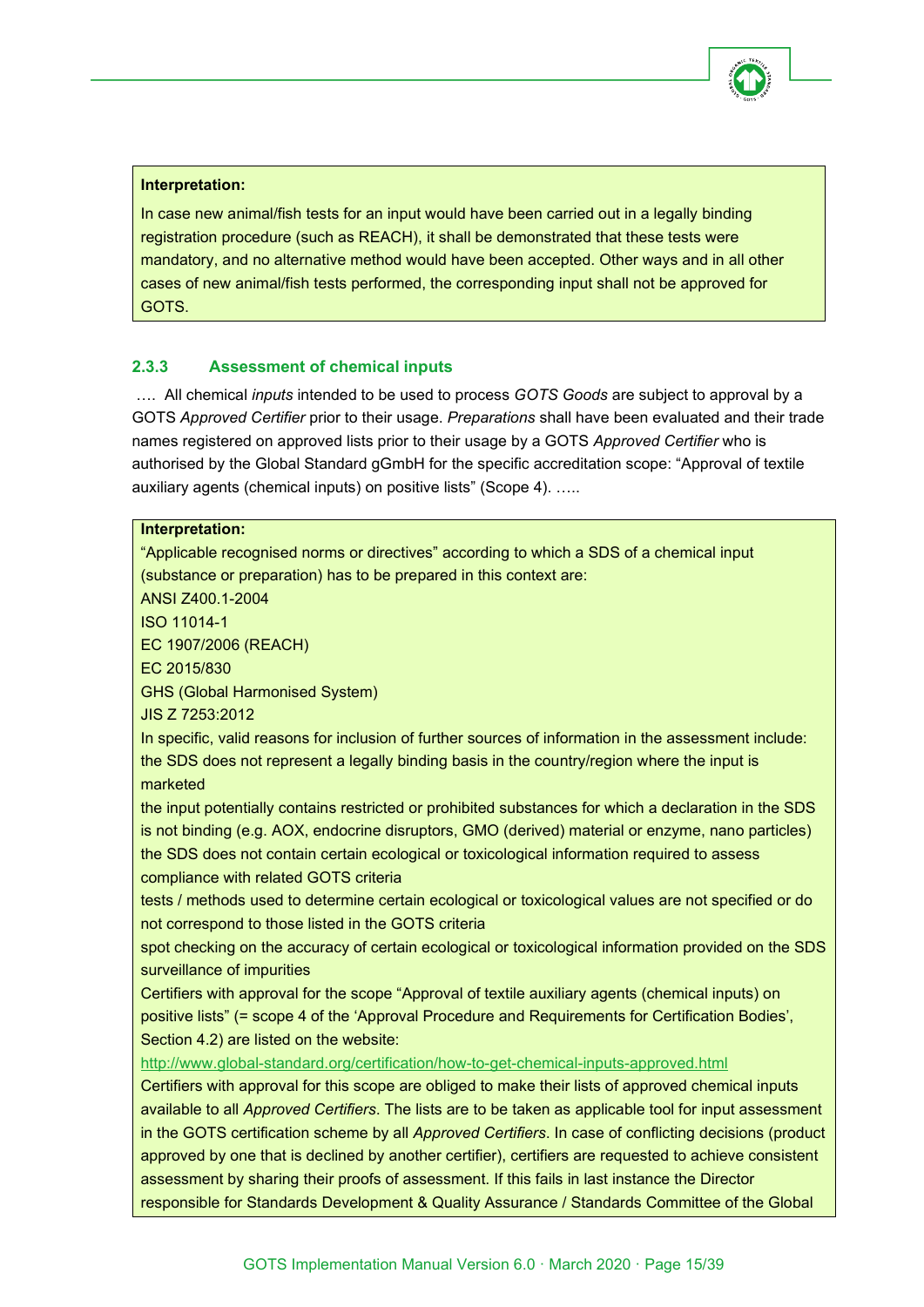**Interpretation:**

In case new animal/fish tests for an input would have been carried out in a legally binding registration procedure (such as REACH), it shall be demonstrated that these tests were mandatory, and no alternative method would have been accepted. Other ways and in all other cases of new animal/fish tests performed, the corresponding input shall not be approved for GOTS.

### 2.3.3 Assessment of chemical inputs

…. All chemical *inputs* intended to be used to process *GOTS Goods* are subject to approval by a GOTS *Approved Certifier* prior to their usage. *Preparations* shall have been evaluated and their trade names registered on approved lists prior to their usage by a GOTS *Approved Certifier* who is authorised by the Global Standard gGmbH for the specific accreditation scope: "Approval of textile auxiliary agents (chemical inputs) on positive lists" (Scope 4). …..

**Interpretation:**

"Applicable recognised norms or directives" according to which a SDS of a chemical input (substance or preparation) has to be prepared in this context are:

ANSI Z400.1-2004

ISO 11014-1

EC 1907/2006 (REACH)

EC 2015/830

GHS (Global Harmonised System)

JIS Z 7253:2012

In specific, valid reasons for inclusion of further sources of information in the assessment include:

the SDS does not represent a legally binding basis in the country/region where the input is marketed

the input potentially contains restricted or prohibited substances for which a declaration in the SDS is not binding (e.g. AOX, endocrine disruptors, GMO (derived) material or enzyme, nano particles)

the SDS does not contain certain ecological or toxicological information required to assess compliance with related GOTS criteria

tests / methods used to determine certain ecological or toxicological values are not specified or do not correspond to those listed in the GOTS criteria

spot checking on the accuracy of certain ecological or toxicological information provided on the SDS

surveillance of impurities

Certifiers with approval for the scope "Approval of textile auxiliary agents (chemical inputs) on positive lists" (= scope 4 of the 'Approval Procedure and Requirements for Certification Bodies', Section 4.2) are listed on the website:

http://www.global-standard.org/certification/how-to-get-chemical-inputs-approved.html

Certifiers with approval for this scope are obliged to make their lists of approved chemical inputs available to all *Approved Certifiers*. The lists are to be taken as applicable tool for input assessment in the GOTS certification scheme by all *Approved Certifiers*. In case of conflicting decisions (product approved by one that is declined by another certifier), certifiers are requested to achieve consistent assessment by sharing their proofs of assessment. If this fails in last instance the Director responsible for Standards Development & Quality Assurance / Standards Committee of the Global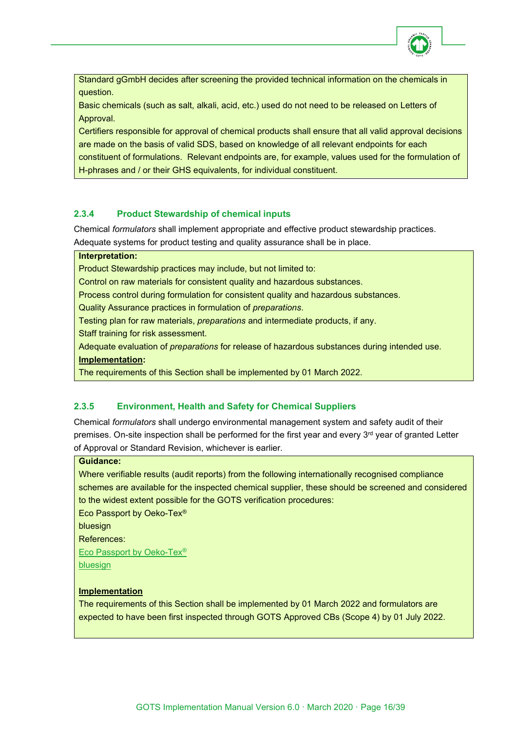Standard gGmbH decides after screening the provided technical information on the chemicals in question.

Basic chemicals (such as salt, alkali, acid, etc.) used do not need to be released on Letters of Approval.

Certifiers responsible for approval of chemical products shall ensure that all valid approval decisions are made on the basis of valid SDS, based on knowledge of all relevant endpoints for each constituent of formulations. Relevant endpoints are, for example, values used for the formulation of H-phrases and / or their GHS equivalents, for individual constituent.

### 2.3.4 Product Stewardship of chemical inputs

Chemical *formulators* shall implement appropriate and effective product stewardship practices. Adequate systems for product testing and quality assurance shall be in place.

**Interpretation:**

Product Stewardship practices may include, but not limited to:

Control on raw materials for consistent quality and hazardous substances.

Process control during formulation for consistent quality and hazardous substances.

Quality Assurance practices in formulation of *preparations*.

Testing plan for raw materials, *preparations* and intermediate products, if any.

Staff training for risk assessment.

Adequate evaluation of *preparations* for release of hazardous substances during intended use.

**Implementation:**

The requirements of this Section shall be implemented by 01 March 2022.

### 2.3.5 Environment, Health and Safety for Chemical Suppliers

Chemical *formulators* shall undergo environmental management system and safety audit of their premises. On-site inspection shall be performed for the first year and every 3rd year of granted Letter of Approval or Standard Revision, whichever is earlier.

**Guidance:**

Where verifiable results (audit reports) from the following internationally recognised compliance schemes are available for the inspected chemical supplier, these should be screened and considered to the widest extent possible for the GOTS verification procedures:

Eco Passport by Oeko-Tex®

bluesign

References:

Eco Passport by Oeko-Tex®

bluesign

**Implementation**

The requirements of this Section shall be implemented by 01 March 2022 and formulators are expected to have been first inspected through GOTS Approved CBs (Scope 4) by 01 July 2022.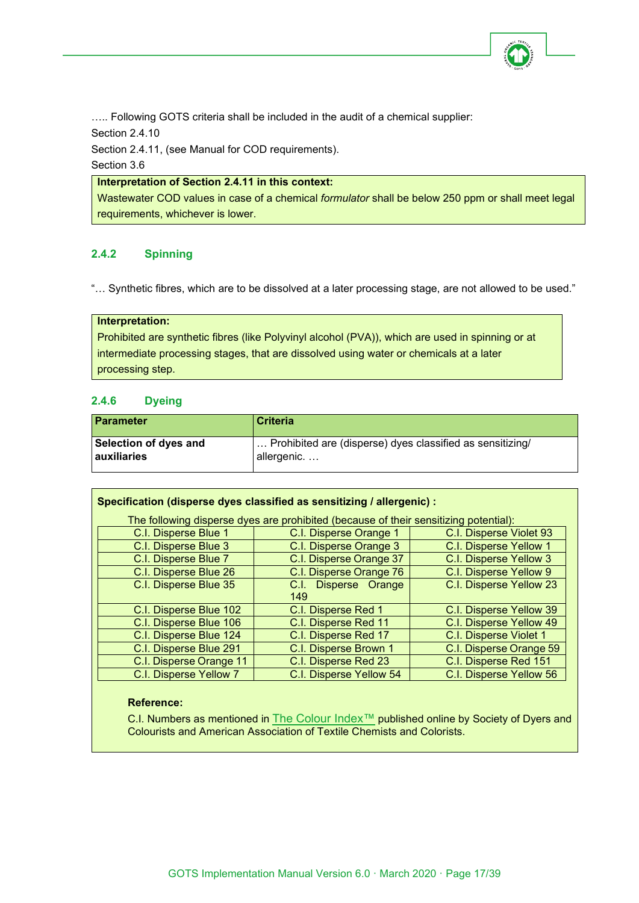….. Following GOTS criteria shall be included in the audit of a chemical supplier:

Section 2.4.10

Section 2.4.11, (see Manual for COD requirements).

Section 3.6

**Interpretation of Section 2.4.11 in this context:**

Wastewater COD values in case of a chemical *formulator* shall be below 250 ppm or shall meet legal requirements, whichever is lower.

### 2.4.2 Spinning

"… Synthetic fibres, which are to be dissolved at a later processing stage, are not allowed to be used."

**Interpretation:**

Prohibited are synthetic fibres (like Polyvinyl alcohol (PVA)), which are used in spinning or at intermediate processing stages, that are dissolved using water or chemicals at a later processing step.

### 2.4.6 Dyeing

| Parameter | Criteria |
|---|---|
| **Selection of dyes and auxiliaries** | … Prohibited are (disperse) dyes classified as sensitizing/ allergenic. … |

**Specification (disperse dyes classified as sensitizing / allergenic) :**

The following disperse dyes are prohibited (because of their sensitizing potential):

| | | |
|---|---|---|
| C.I. Disperse Blue 1 | C.I. Disperse Orange 1 | C.I. Disperse Violet 93 |
| C.I. Disperse Blue 3 | C.I. Disperse Orange 3 | C.I. Disperse Yellow 1 |
| C.I. Disperse Blue 7 | C.I. Disperse Orange 37 | C.I. Disperse Yellow 3 |
| C.I. Disperse Blue 26 | C.I. Disperse Orange 76 | C.I. Disperse Yellow 9 |
| C.I. Disperse Blue 35 | C.I. Disperse Orange 149 | C.I. Disperse Yellow 23 |
| C.I. Disperse Blue 102 | C.I. Disperse Red 1 | C.I. Disperse Yellow 39 |
| C.I. Disperse Blue 106 | C.I. Disperse Red 11 | C.I. Disperse Yellow 49 |
| C.I. Disperse Blue 124 | C.I. Disperse Red 17 | C.I. Disperse Violet 1 |
| C.I. Disperse Blue 291 | C.I. Disperse Brown 1 | C.I. Disperse Orange 59 |
| C.I. Disperse Orange 11 | C.I. Disperse Red 23 | C.I. Disperse Red 151 |
| C.I. Disperse Yellow 7 | C.I. Disperse Yellow 54 | C.I. Disperse Yellow 56 |

**Reference:**

C.I. Numbers as mentioned in The Colour Index™ published online by Society of Dyers and Colourists and American Association of Textile Chemists and Colorists.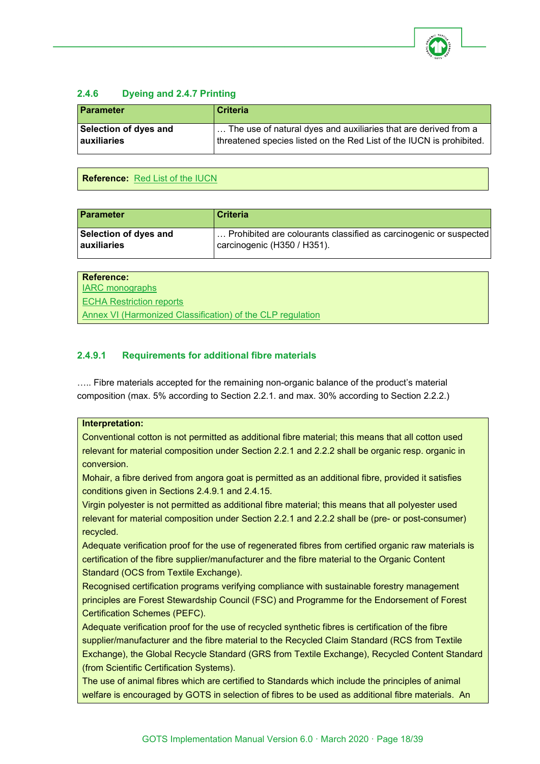### 2.4.6 Dyeing and 2.4.7 Printing

| Parameter | Criteria |
|---|---|
| **Selection of dyes and auxiliaries** | … The use of natural dyes and auxiliaries that are derived from a threatened species listed on the Red List of the IUCN is prohibited. |

**Reference:** Red List of the IUCN

| Parameter | Criteria |
|---|---|
| **Selection of dyes and auxiliaries** | … Prohibited are colourants classified as carcinogenic or suspected carcinogenic (H350 / H351). |

**Reference:**
IARC monographs
ECHA Restriction reports
Annex VI (Harmonized Classification) of the CLP regulation

### 2.4.9.1 Requirements for additional fibre materials

….. Fibre materials accepted for the remaining non-organic balance of the product's material composition (max. 5% according to Section 2.2.1. and max. 30% according to Section 2.2.2.)

**Interpretation:**

Conventional cotton is not permitted as additional fibre material; this means that all cotton used relevant for material composition under Section 2.2.1 and 2.2.2 shall be organic resp. organic in conversion.

Mohair, a fibre derived from angora goat is permitted as an additional fibre, provided it satisfies conditions given in Sections 2.4.9.1 and 2.4.15.

Virgin polyester is not permitted as additional fibre material; this means that all polyester used relevant for material composition under Section 2.2.1 and 2.2.2 shall be (pre- or post-consumer) recycled.

Adequate verification proof for the use of regenerated fibres from certified organic raw materials is certification of the fibre supplier/manufacturer and the fibre material to the Organic Content Standard (OCS from Textile Exchange).

Recognised certification programs verifying compliance with sustainable forestry management principles are Forest Stewardship Council (FSC) and Programme for the Endorsement of Forest Certification Schemes (PEFC).

Adequate verification proof for the use of recycled synthetic fibres is certification of the fibre supplier/manufacturer and the fibre material to the Recycled Claim Standard (RCS from Textile Exchange), the Global Recycle Standard (GRS from Textile Exchange), Recycled Content Standard (from Scientific Certification Systems).

The use of animal fibres which are certified to Standards which include the principles of animal welfare is encouraged by GOTS in selection of fibres to be used as additional fibre materials. An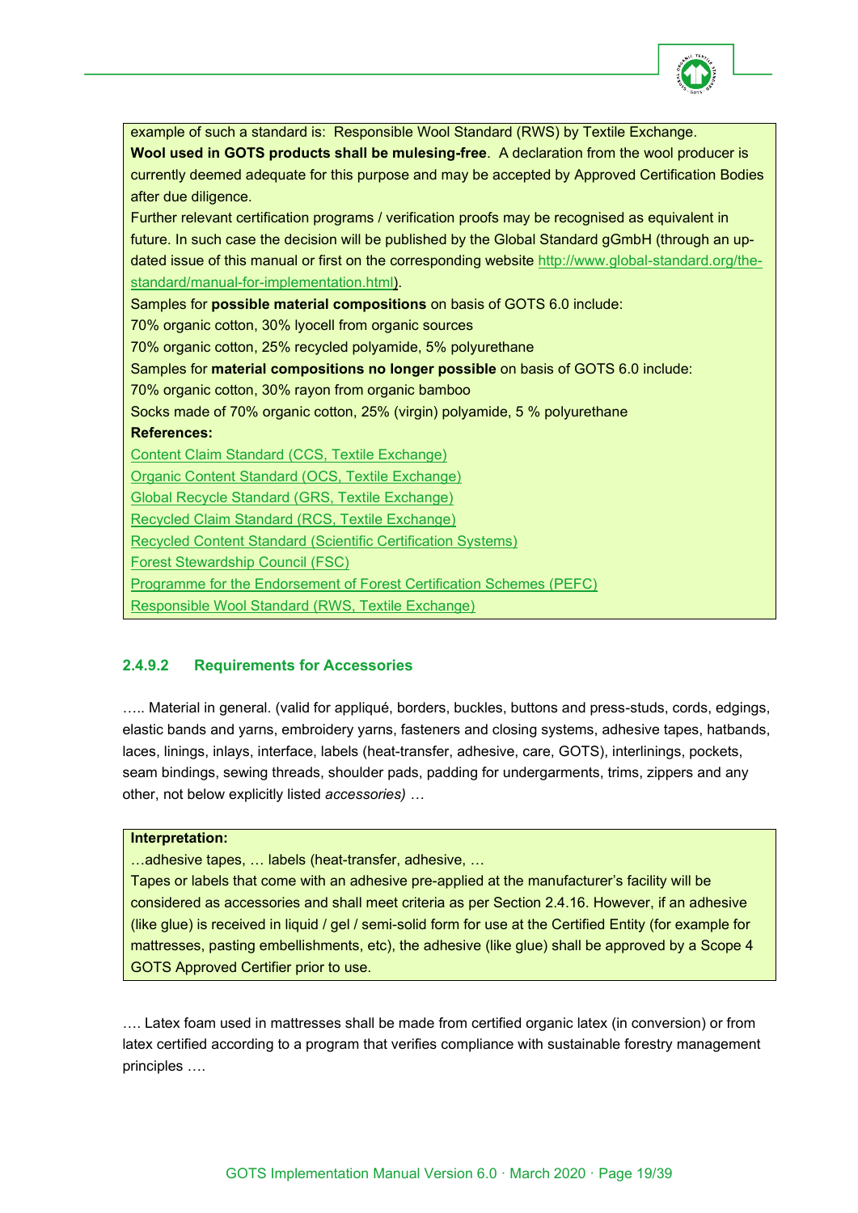example of such a standard is: Responsible Wool Standard (RWS) by Textile Exchange.

**Wool used in GOTS products shall be mulesing-free**. A declaration from the wool producer is currently deemed adequate for this purpose and may be accepted by Approved Certification Bodies after due diligence.

Further relevant certification programs / verification proofs may be recognised as equivalent in future. In such case the decision will be published by the Global Standard gGmbH (through an updated issue of this manual or first on the corresponding website http://www.global-standard.org/the-standard/manual-for-implementation.html).

Samples for **possible material compositions** on basis of GOTS 6.0 include:

70% organic cotton, 30% lyocell from organic sources

70% organic cotton, 25% recycled polyamide, 5% polyurethane

Samples for **material compositions no longer possible** on basis of GOTS 6.0 include:

70% organic cotton, 30% rayon from organic bamboo

Socks made of 70% organic cotton, 25% (virgin) polyamide, 5 % polyurethane

**References:**

Content Claim Standard (CCS, Textile Exchange)

Organic Content Standard (OCS, Textile Exchange)

Global Recycle Standard (GRS, Textile Exchange)

Recycled Claim Standard (RCS, Textile Exchange)

Recycled Content Standard (Scientific Certification Systems)

Forest Stewardship Council (FSC)

Programme for the Endorsement of Forest Certification Schemes (PEFC)

Responsible Wool Standard (RWS, Textile Exchange)

### 2.4.9.2 Requirements for Accessories

….. Material in general. (valid for appliqué, borders, buckles, buttons and press-studs, cords, edgings, elastic bands and yarns, embroidery yarns, fasteners and closing systems, adhesive tapes, hatbands, laces, linings, inlays, interface, labels (heat-transfer, adhesive, care, GOTS), interlinings, pockets, seam bindings, sewing threads, shoulder pads, padding for undergarments, trims, zippers and any other, not below explicitly listed *accessories) …*

**Interpretation:**

…adhesive tapes, … labels (heat-transfer, adhesive, …

Tapes or labels that come with an adhesive pre-applied at the manufacturer's facility will be considered as accessories and shall meet criteria as per Section 2.4.16. However, if an adhesive (like glue) is received in liquid / gel / semi-solid form for use at the Certified Entity (for example for mattresses, pasting embellishments, etc), the adhesive (like glue) shall be approved by a Scope 4 GOTS Approved Certifier prior to use.

…. Latex foam used in mattresses shall be made from certified organic latex (in conversion) or from latex certified according to a program that verifies compliance with sustainable forestry management principles ….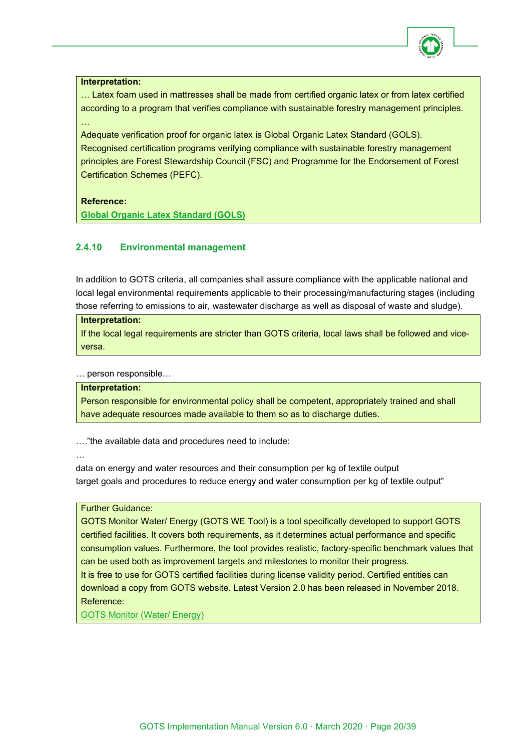**Interpretation:**

… Latex foam used in mattresses shall be made from certified organic latex or from latex certified according to a program that verifies compliance with sustainable forestry management principles.

…

Adequate verification proof for organic latex is Global Organic Latex Standard (GOLS). Recognised certification programs verifying compliance with sustainable forestry management principles are Forest Stewardship Council (FSC) and Programme for the Endorsement of Forest Certification Schemes (PEFC).

**Reference:**

**Global Organic Latex Standard (GOLS)**

### 2.4.10 Environmental management

In addition to GOTS criteria, all companies shall assure compliance with the applicable national and local legal environmental requirements applicable to their processing/manufacturing stages (including those referring to emissions to air, wastewater discharge as well as disposal of waste and sludge).

**Interpretation:**

If the local legal requirements are stricter than GOTS criteria, local laws shall be followed and vice-versa.

… person responsible…

**Interpretation:**

Person responsible for environmental policy shall be competent, appropriately trained and shall have adequate resources made available to them so as to discharge duties.

…."the available data and procedures need to include:

…

data on energy and water resources and their consumption per kg of textile output
target goals and procedures to reduce energy and water consumption per kg of textile output"

Further Guidance:

GOTS Monitor Water/ Energy (GOTS WE Tool) is a tool specifically developed to support GOTS certified facilities. It covers both requirements, as it determines actual performance and specific consumption values. Furthermore, the tool provides realistic, factory-specific benchmark values that can be used both as improvement targets and milestones to monitor their progress.

It is free to use for GOTS certified facilities during license validity period. Certified entities can download a copy from GOTS website. Latest Version 2.0 has been released in November 2018.

Reference:

GOTS Monitor (Water/ Energy)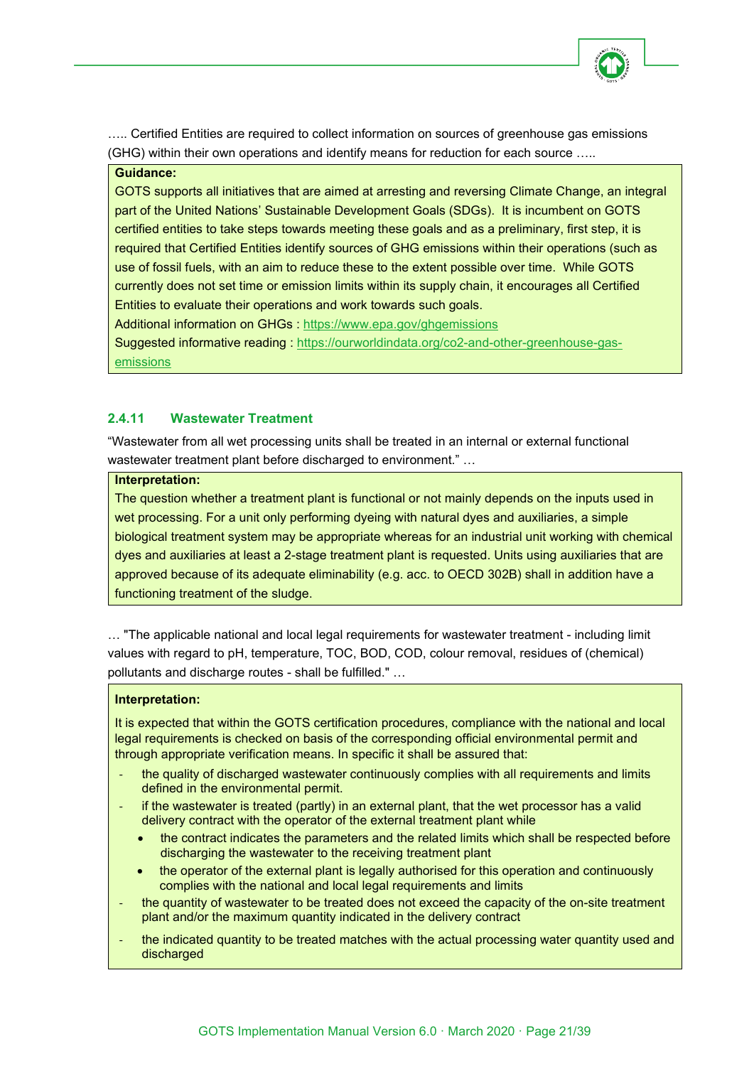….. Certified Entities are required to collect information on sources of greenhouse gas emissions (GHG) within their own operations and identify means for reduction for each source …..

> **Guidance:**
>
> GOTS supports all initiatives that are aimed at arresting and reversing Climate Change, an integral part of the United Nations' Sustainable Development Goals (SDGs). It is incumbent on GOTS certified entities to take steps towards meeting these goals and as a preliminary, first step, it is required that Certified Entities identify sources of GHG emissions within their operations (such as use of fossil fuels, with an aim to reduce these to the extent possible over time. While GOTS currently does not set time or emission limits within its supply chain, it encourages all Certified Entities to evaluate their operations and work towards such goals.
>
> Additional information on GHGs : https://www.epa.gov/ghgemissions
>
> Suggested informative reading : https://ourworldindata.org/co2-and-other-greenhouse-gas-emissions

### 2.4.11 Wastewater Treatment

"Wastewater from all wet processing units shall be treated in an internal or external functional wastewater treatment plant before discharged to environment." …

> **Interpretation:**
>
> The question whether a treatment plant is functional or not mainly depends on the inputs used in wet processing. For a unit only performing dyeing with natural dyes and auxiliaries, a simple biological treatment system may be appropriate whereas for an industrial unit working with chemical dyes and auxiliaries at least a 2-stage treatment plant is requested. Units using auxiliaries that are approved because of its adequate eliminability (e.g. acc. to OECD 302B) shall in addition have a functioning treatment of the sludge.

… "The applicable national and local legal requirements for wastewater treatment - including limit values with regard to pH, temperature, TOC, BOD, COD, colour removal, residues of (chemical) pollutants and discharge routes - shall be fulfilled." …

> **Interpretation:**
>
> It is expected that within the GOTS certification procedures, compliance with the national and local legal requirements is checked on basis of the corresponding official environmental permit and through appropriate verification means. In specific it shall be assured that:
>
> - the quality of discharged wastewater continuously complies with all requirements and limits defined in the environmental permit.
> - if the wastewater is treated (partly) in an external plant, that the wet processor has a valid delivery contract with the operator of the external treatment plant while
>   - the contract indicates the parameters and the related limits which shall be respected before discharging the wastewater to the receiving treatment plant
>   - the operator of the external plant is legally authorised for this operation and continuously complies with the national and local legal requirements and limits
> - the quantity of wastewater to be treated does not exceed the capacity of the on-site treatment plant and/or the maximum quantity indicated in the delivery contract
> - the indicated quantity to be treated matches with the actual processing water quantity used and discharged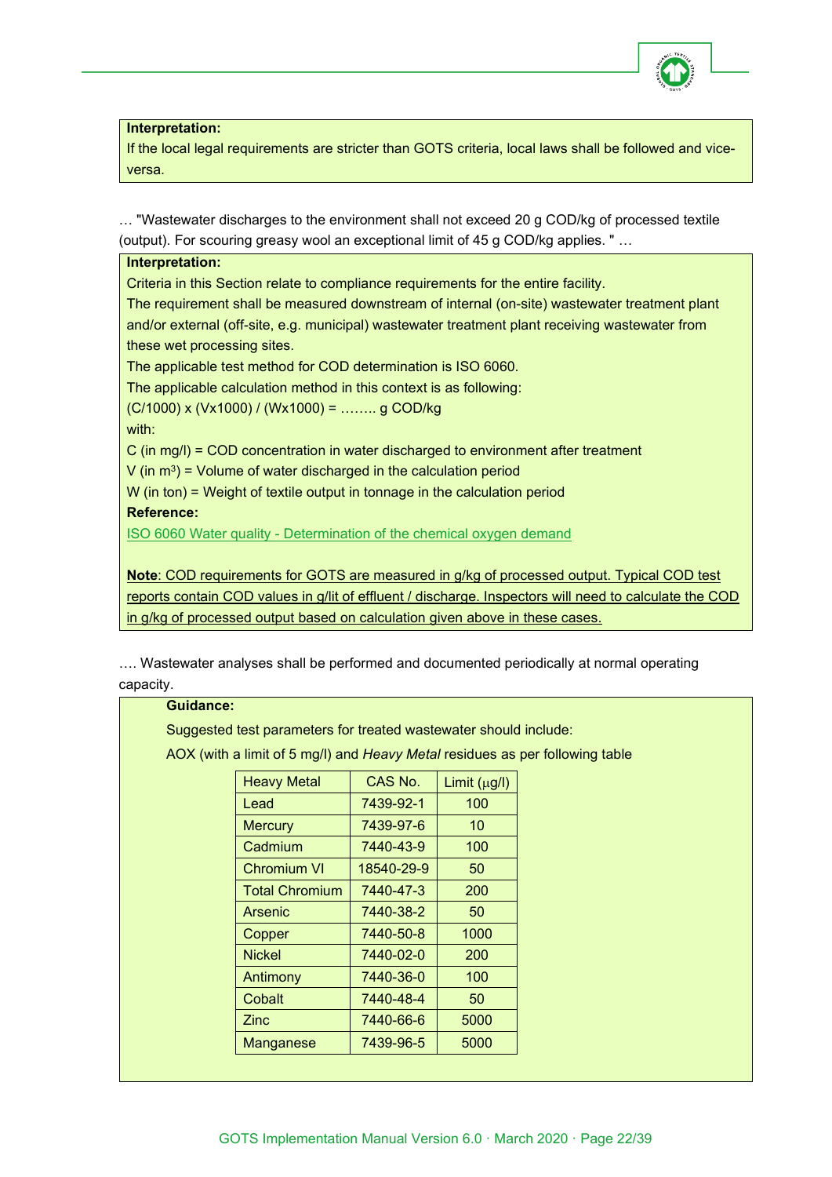**Interpretation:**

If the local legal requirements are stricter than GOTS criteria, local laws shall be followed and vice-versa.

… "Wastewater discharges to the environment shall not exceed 20 g COD/kg of processed textile (output). For scouring greasy wool an exceptional limit of 45 g COD/kg applies. " …

**Interpretation:**

Criteria in this Section relate to compliance requirements for the entire facility.

The requirement shall be measured downstream of internal (on-site) wastewater treatment plant and/or external (off-site, e.g. municipal) wastewater treatment plant receiving wastewater from these wet processing sites.

The applicable test method for COD determination is ISO 6060.

The applicable calculation method in this context is as following:

(C/1000) x (Vx1000) / (Wx1000) = …….. g COD/kg

with:

C (in mg/l) = COD concentration in water discharged to environment after treatment

V (in $m^3$) = Volume of water discharged in the calculation period

W (in ton) = Weight of textile output in tonnage in the calculation period

**Reference:**

ISO 6060 Water quality - Determination of the chemical oxygen demand

**Note**: COD requirements for GOTS are measured in g/kg of processed output. Typical COD test reports contain COD values in g/lit of effluent / discharge. Inspectors will need to calculate the COD in g/kg of processed output based on calculation given above in these cases.

…. Wastewater analyses shall be performed and documented periodically at normal operating capacity.

**Guidance:**

Suggested test parameters for treated wastewater should include:

AOX (with a limit of 5 mg/l) and *Heavy Metal* residues as per following table

| Heavy Metal | CAS No. | Limit (μg/l) |
|---|---|---|
| Lead | 7439-92-1 | 100 |
| Mercury | 7439-97-6 | 10 |
| Cadmium | 7440-43-9 | 100 |
| Chromium VI | 18540-29-9 | 50 |
| Total Chromium | 7440-47-3 | 200 |
| Arsenic | 7440-38-2 | 50 |
| Copper | 7440-50-8 | 1000 |
| Nickel | 7440-02-0 | 200 |
| Antimony | 7440-36-0 | 100 |
| Cobalt | 7440-48-4 | 50 |
| Zinc | 7440-66-6 | 5000 |
| Manganese | 7439-96-5 | 5000 |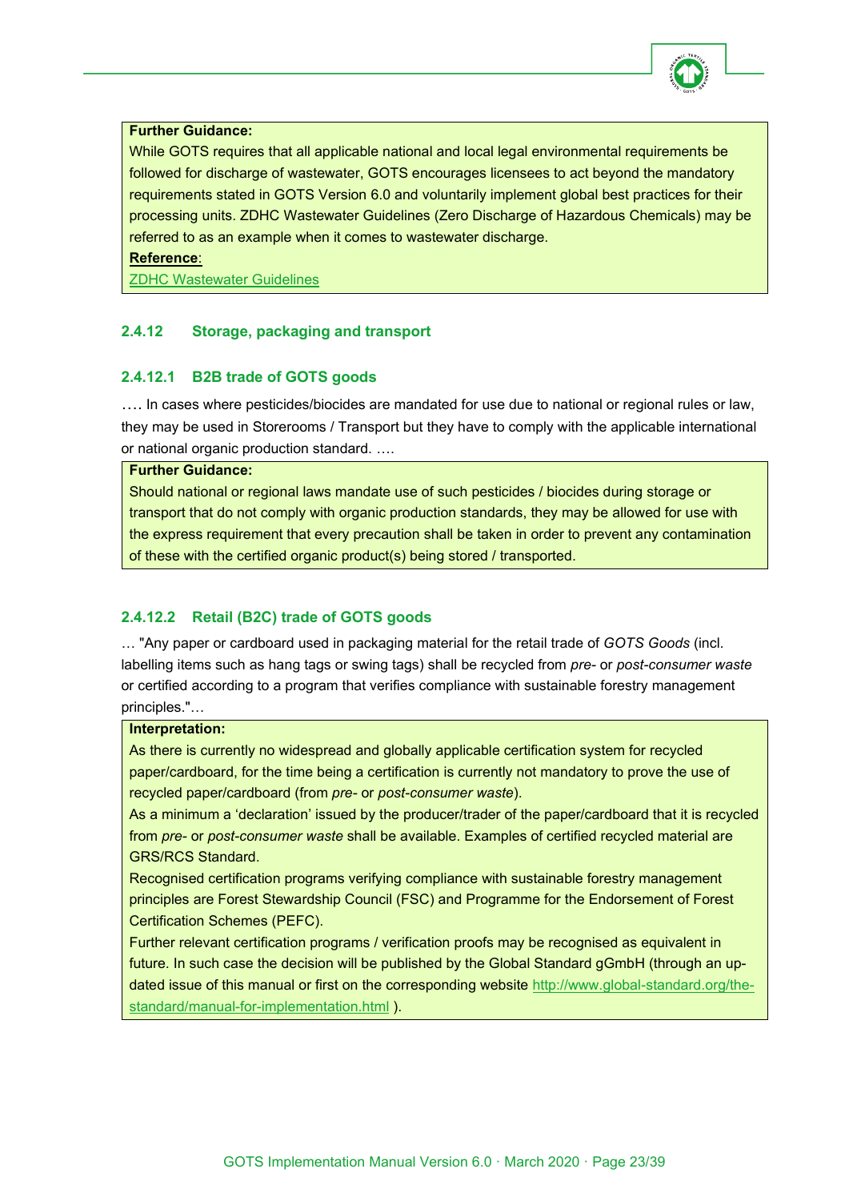**Further Guidance:**

While GOTS requires that all applicable national and local legal environmental requirements be followed for discharge of wastewater, GOTS encourages licensees to act beyond the mandatory requirements stated in GOTS Version 6.0 and voluntarily implement global best practices for their processing units. ZDHC Wastewater Guidelines (Zero Discharge of Hazardous Chemicals) may be referred to as an example when it comes to wastewater discharge.

**Reference**:

ZDHC Wastewater Guidelines

### 2.4.12 Storage, packaging and transport

#### 2.4.12.1 B2B trade of GOTS goods

…. In cases where pesticides/biocides are mandated for use due to national or regional rules or law, they may be used in Storerooms / Transport but they have to comply with the applicable international or national organic production standard. ….

**Further Guidance:**

Should national or regional laws mandate use of such pesticides / biocides during storage or transport that do not comply with organic production standards, they may be allowed for use with the express requirement that every precaution shall be taken in order to prevent any contamination of these with the certified organic product(s) being stored / transported.

#### 2.4.12.2 Retail (B2C) trade of GOTS goods

… "Any paper or cardboard used in packaging material for the retail trade of *GOTS Goods* (incl. labelling items such as hang tags or swing tags) shall be recycled from *pre-* or *post-consumer waste* or certified according to a program that verifies compliance with sustainable forestry management principles."…

**Interpretation:**

As there is currently no widespread and globally applicable certification system for recycled paper/cardboard, for the time being a certification is currently not mandatory to prove the use of recycled paper/cardboard (from *pre-* or *post-consumer waste*).

As a minimum a 'declaration' issued by the producer/trader of the paper/cardboard that it is recycled from *pre-* or *post-consumer waste* shall be available. Examples of certified recycled material are GRS/RCS Standard.

Recognised certification programs verifying compliance with sustainable forestry management principles are Forest Stewardship Council (FSC) and Programme for the Endorsement of Forest Certification Schemes (PEFC).

Further relevant certification programs / verification proofs may be recognised as equivalent in future. In such case the decision will be published by the Global Standard gGmbH (through an up-dated issue of this manual or first on the corresponding website http://www.global-standard.org/the-standard/manual-for-implementation.html ).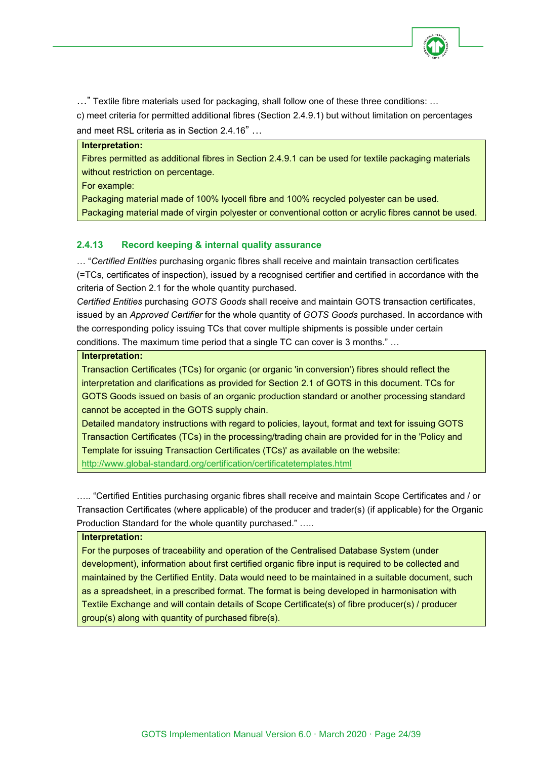…" Textile fibre materials used for packaging, shall follow one of these three conditions: …

c) meet criteria for permitted additional fibres (Section 2.4.9.1) but without limitation on percentages and meet RSL criteria as in Section 2.4.16" …

> **Interpretation:**
> Fibres permitted as additional fibres in Section 2.4.9.1 can be used for textile packaging materials without restriction on percentage.
> For example:
> Packaging material made of 100% lyocell fibre and 100% recycled polyester can be used.
> Packaging material made of virgin polyester or conventional cotton or acrylic fibres cannot be used.

### 2.4.13 Record keeping & internal quality assurance

… "*Certified Entities* purchasing organic fibres shall receive and maintain transaction certificates (=TCs, certificates of inspection), issued by a recognised certifier and certified in accordance with the criteria of Section 2.1 for the whole quantity purchased.

*Certified Entities* purchasing *GOTS Goods* shall receive and maintain GOTS transaction certificates, issued by an *Approved Certifier* for the whole quantity of *GOTS Goods* purchased. In accordance with the corresponding policy issuing TCs that cover multiple shipments is possible under certain conditions. The maximum time period that a single TC can cover is 3 months." …

> **Interpretation:**
> Transaction Certificates (TCs) for organic (or organic 'in conversion') fibres should reflect the interpretation and clarifications as provided for Section 2.1 of GOTS in this document. TCs for GOTS Goods issued on basis of an organic production standard or another processing standard cannot be accepted in the GOTS supply chain.
> Detailed mandatory instructions with regard to policies, layout, format and text for issuing GOTS Transaction Certificates (TCs) in the processing/trading chain are provided for in the 'Policy and Template for issuing Transaction Certificates (TCs)' as available on the website:
> http://www.global-standard.org/certification/certificatetemplates.html

….. "Certified Entities purchasing organic fibres shall receive and maintain Scope Certificates and / or Transaction Certificates (where applicable) of the producer and trader(s) (if applicable) for the Organic Production Standard for the whole quantity purchased." …..

> **Interpretation:**
> For the purposes of traceability and operation of the Centralised Database System (under development), information about first certified organic fibre input is required to be collected and maintained by the Certified Entity. Data would need to be maintained in a suitable document, such as a spreadsheet, in a prescribed format. The format is being developed in harmonisation with Textile Exchange and will contain details of Scope Certificate(s) of fibre producer(s) / producer group(s) along with quantity of purchased fibre(s).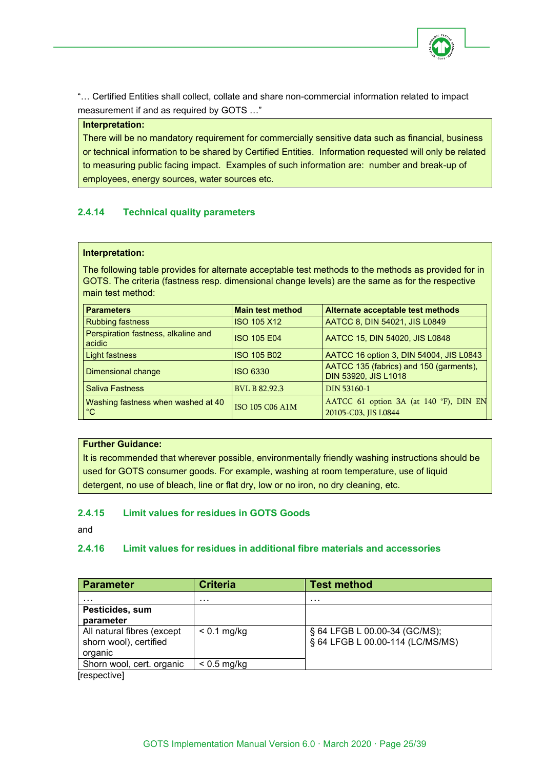"… Certified Entities shall collect, collate and share non-commercial information related to impact measurement if and as required by GOTS …"

**Interpretation:**
There will be no mandatory requirement for commercially sensitive data such as financial, business or technical information to be shared by Certified Entities. Information requested will only be related to measuring public facing impact. Examples of such information are: number and break-up of employees, energy sources, water sources etc.

### 2.4.14 Technical quality parameters

**Interpretation:**

The following table provides for alternate acceptable test methods to the methods as provided for in GOTS. The criteria (fastness resp. dimensional change levels) are the same as for the respective main test method:

| Parameters | Main test method | Alternate acceptable test methods |
|---|---|---|
| Rubbing fastness | ISO 105 X12 | AATCC 8, DIN 54021, JIS L0849 |
| Perspiration fastness, alkaline and acidic | ISO 105 E04 | AATCC 15, DIN 54020, JIS L0848 |
| Light fastness | ISO 105 B02 | AATCC 16 option 3, DIN 54004, JIS L0843 |
| Dimensional change | ISO 6330 | AATCC 135 (fabrics) and 150 (garments), DIN 53920, JIS L1018 |
| Saliva Fastness | BVL B 82.92.3 | DIN 53160-1 |
| Washing fastness when washed at 40 °C | ISO 105 C06 A1M | AATCC 61 option 3A (at 140 °F), DIN EN 20105-C03, JIS L0844 |

**Further Guidance:**
It is recommended that wherever possible, environmentally friendly washing instructions should be used for GOTS consumer goods. For example, washing at room temperature, use of liquid detergent, no use of bleach, line or flat dry, low or no iron, no dry cleaning, etc.

### 2.4.15 Limit values for residues in GOTS Goods

and

### 2.4.16 Limit values for residues in additional fibre materials and accessories

| Parameter | Criteria | Test method |
|---|---|---|
| … | … | … |
| **Pesticides, sum parameter** | | |
| All natural fibres (except shorn wool), certified organic | < 0.1 mg/kg | § 64 LFGB L 00.00-34 (GC/MS); § 64 LFGB L 00.00-114 (LC/MS/MS) |
| Shorn wool, cert. organic | < 0.5 mg/kg | |

[respective]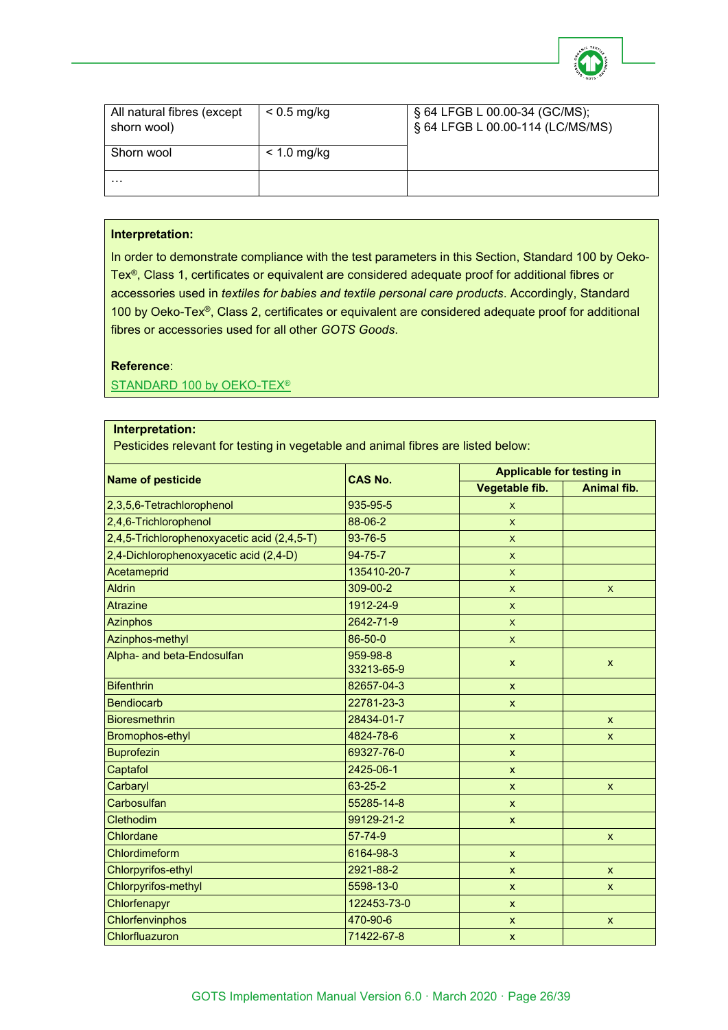| All natural fibres (except shorn wool) | < 0.5 mg/kg | § 64 LFGB L 00.00-34 (GC/MS); § 64 LFGB L 00.00-114 (LC/MS/MS) |
|---|---|---|
| Shorn wool | < 1.0 mg/kg | |
| … | | |

**Interpretation:**

In order to demonstrate compliance with the test parameters in this Section, Standard 100 by Oeko-Tex®, Class 1, certificates or equivalent are considered adequate proof for additional fibres or accessories used in *textiles for babies and textile personal care products*. Accordingly, Standard 100 by Oeko-Tex®, Class 2, certificates or equivalent are considered adequate proof for additional fibres or accessories used for all other *GOTS Goods*.

**Reference**:

STANDARD 100 by OEKO-TEX®

**Interpretation:**

Pesticides relevant for testing in vegetable and animal fibres are listed below:

| Name of pesticide | CAS No. | Applicable for testing in | |
|---|---|---|---|
| | | Vegetable fib. | Animal fib. |
| 2,3,5,6-Tetrachlorophenol | 935-95-5 | x | |
| 2,4,6-Trichlorophenol | 88-06-2 | x | |
| 2,4,5-Trichlorophenoxyacetic acid (2,4,5-T) | 93-76-5 | x | |
| 2,4-Dichlorophenoxyacetic acid (2,4-D) | 94-75-7 | x | |
| Acetameprid | 135410-20-7 | x | |
| Aldrin | 309-00-2 | x | x |
| Atrazine | 1912-24-9 | x | |
| Azinphos | 2642-71-9 | x | |
| Azinphos-methyl | 86-50-0 | x | |
| Alpha- and beta-Endosulfan | 959-98-8<br>33213-65-9 | x | x |
| Bifenthrin | 82657-04-3 | x | |
| Bendiocarb | 22781-23-3 | x | |
| Bioresmethrin | 28434-01-7 | | x |
| Bromophos-ethyl | 4824-78-6 | x | x |
| Buprofezin | 69327-76-0 | x | |
| Captafol | 2425-06-1 | x | |
| Carbaryl | 63-25-2 | x | x |
| Carbosulfan | 55285-14-8 | x | |
| Clethodim | 99129-21-2 | x | |
| Chlordane | 57-74-9 | | x |
| Chlordimeform | 6164-98-3 | x | |
| Chlorpyrifos-ethyl | 2921-88-2 | x | x |
| Chlorpyrifos-methyl | 5598-13-0 | x | x |
| Chlorfenapyr | 122453-73-0 | x | |
| Chlorfenvinphos | 470-90-6 | x | x |
| Chlorfluazuron | 71422-67-8 | x | |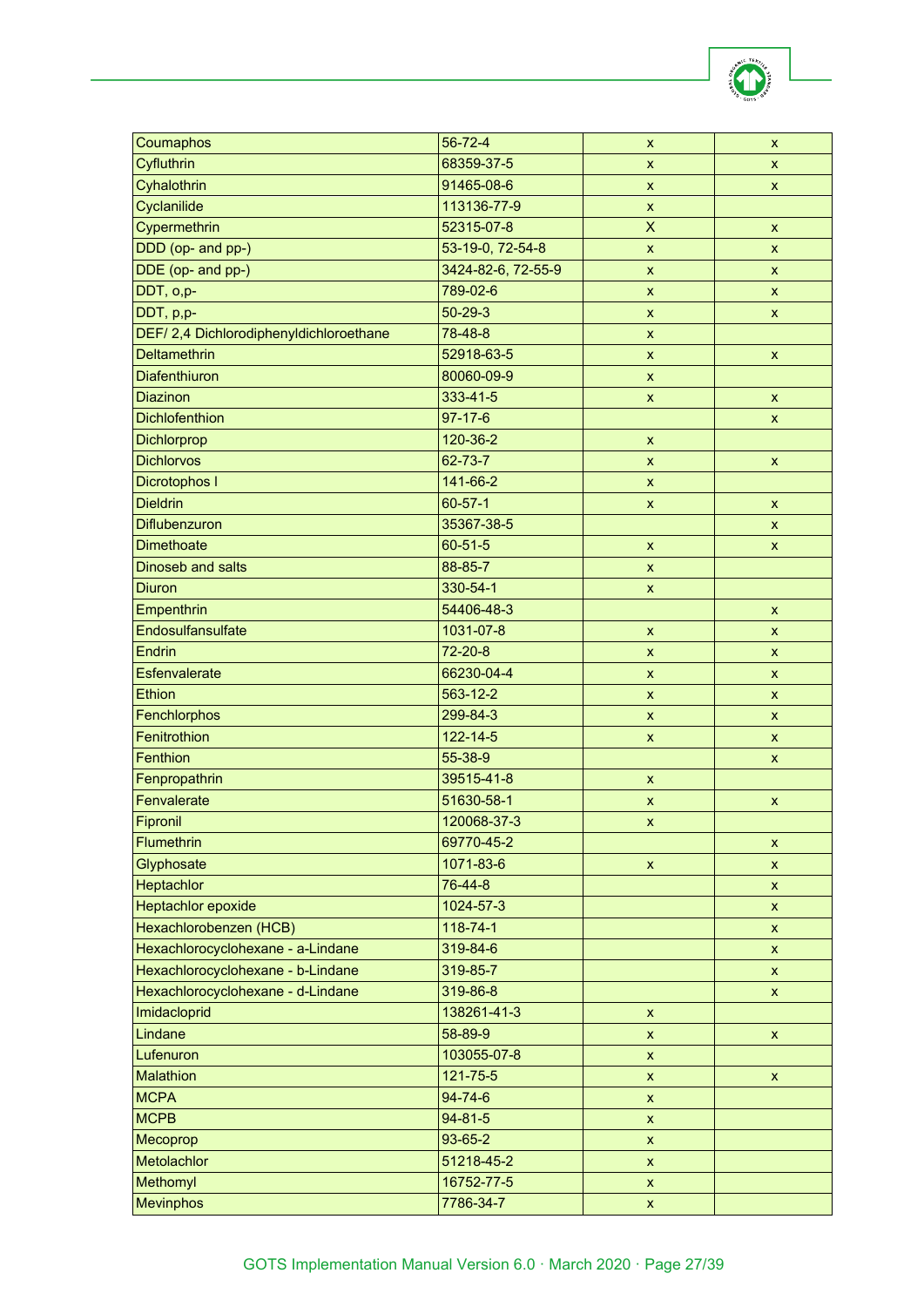| | | | |
|---|---|---|---|
| Coumaphos | 56-72-4 | x | x |
| Cyfluthrin | 68359-37-5 | x | x |
| Cyhalothrin | 91465-08-6 | x | x |
| Cyclanilide | 113136-77-9 | x | |
| Cypermethrin | 52315-07-8 | X | x |
| DDD (op- and pp-) | 53-19-0, 72-54-8 | x | x |
| DDE (op- and pp-) | 3424-82-6, 72-55-9 | x | x |
| DDT, o,p- | 789-02-6 | x | x |
| DDT, p,p- | 50-29-3 | x | x |
| DEF/ 2,4 Dichlorodiphenyldichloroethane | 78-48-8 | x | |
| Deltamethrin | 52918-63-5 | x | x |
| Diafenthiuron | 80060-09-9 | x | |
| Diazinon | 333-41-5 | x | x |
| Dichlofenthion | 97-17-6 | | x |
| Dichlorprop | 120-36-2 | x | |
| Dichlorvos | 62-73-7 | x | x |
| Dicrotophos I | 141-66-2 | x | |
| Dieldrin | 60-57-1 | x | x |
| Diflubenzuron | 35367-38-5 | | x |
| Dimethoate | 60-51-5 | x | x |
| Dinoseb and salts | 88-85-7 | x | |
| Diuron | 330-54-1 | x | |
| Empenthrin | 54406-48-3 | | x |
| Endosulfansulfate | 1031-07-8 | x | x |
| Endrin | 72-20-8 | x | x |
| Esfenvalerate | 66230-04-4 | x | x |
| Ethion | 563-12-2 | x | x |
| Fenchlorphos | 299-84-3 | x | x |
| Fenitrothion | 122-14-5 | x | x |
| Fenthion | 55-38-9 | | x |
| Fenpropathrin | 39515-41-8 | x | |
| Fenvalerate | 51630-58-1 | x | x |
| Fipronil | 120068-37-3 | x | |
| Flumethrin | 69770-45-2 | | x |
| Glyphosate | 1071-83-6 | x | x |
| Heptachlor | 76-44-8 | | x |
| Heptachlor epoxide | 1024-57-3 | | x |
| Hexachlorobenzen (HCB) | 118-74-1 | | x |
| Hexachlorocyclohexane - a-Lindane | 319-84-6 | | x |
| Hexachlorocyclohexane - b-Lindane | 319-85-7 | | x |
| Hexachlorocyclohexane - d-Lindane | 319-86-8 | | x |
| Imidacloprid | 138261-41-3 | x | |
| Lindane | 58-89-9 | x | x |
| Lufenuron | 103055-07-8 | x | |
| Malathion | 121-75-5 | x | x |
| MCPA | 94-74-6 | x | |
| MCPB | 94-81-5 | x | |
| Mecoprop | 93-65-2 | x | |
| Metolachlor | 51218-45-2 | x | |
| Methomyl | 16752-77-5 | x | |
| Mevinphos | 7786-34-7 | x | |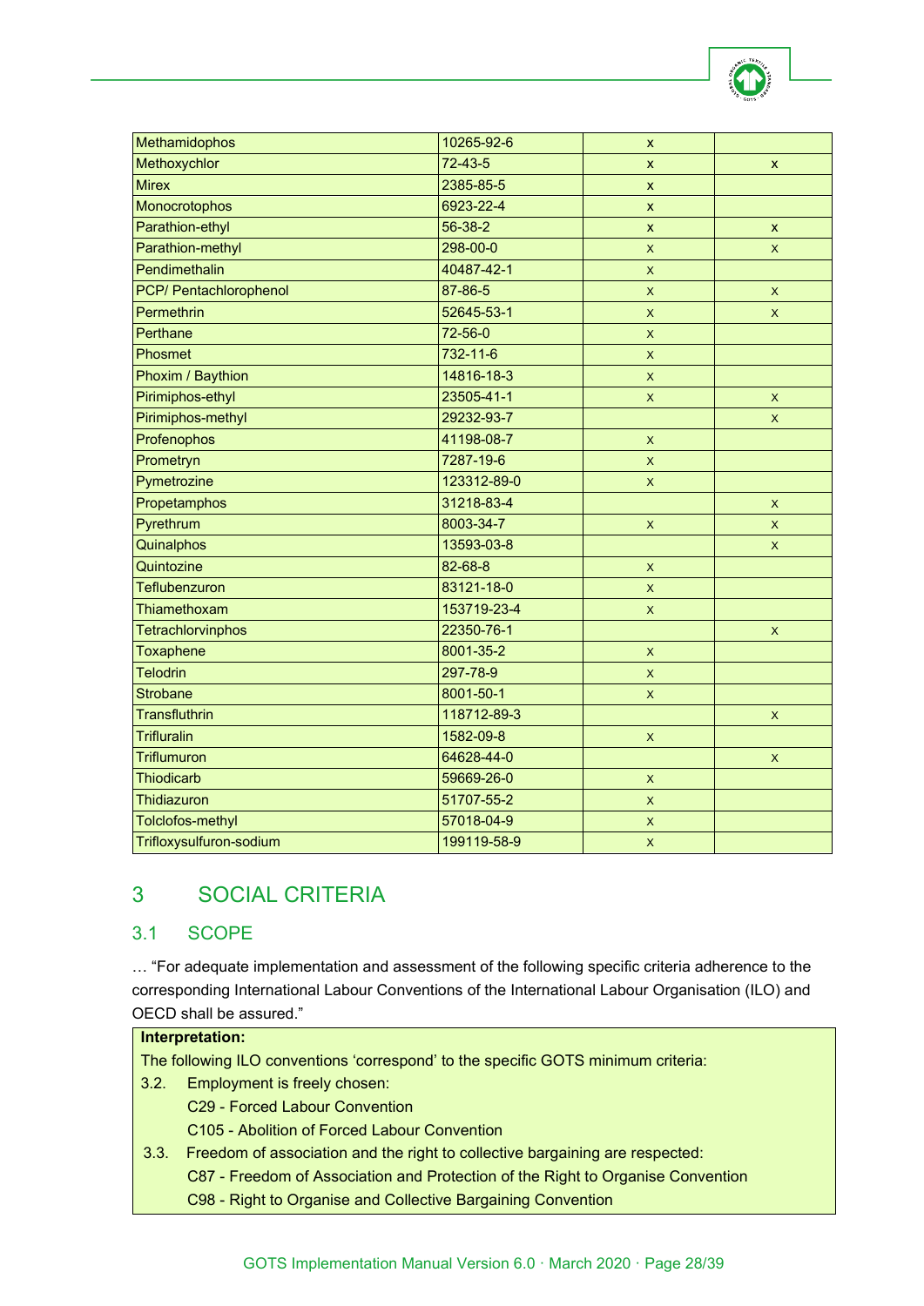| | | | |
|---|---|---|---|
| Methamidophos | 10265-92-6 | x | |
| Methoxychlor | 72-43-5 | x | x |
| Mirex | 2385-85-5 | x | |
| Monocrotophos | 6923-22-4 | x | |
| Parathion-ethyl | 56-38-2 | x | x |
| Parathion-methyl | 298-00-0 | x | x |
| Pendimethalin | 40487-42-1 | x | |
| PCP/ Pentachlorophenol | 87-86-5 | x | x |
| Permethrin | 52645-53-1 | x | x |
| Perthane | 72-56-0 | x | |
| Phosmet | 732-11-6 | x | |
| Phoxim / Baythion | 14816-18-3 | x | |
| Pirimiphos-ethyl | 23505-41-1 | x | x |
| Pirimiphos-methyl | 29232-93-7 | | x |
| Profenophos | 41198-08-7 | x | |
| Prometryn | 7287-19-6 | x | |
| Pymetrozine | 123312-89-0 | x | |
| Propetamphos | 31218-83-4 | | x |
| Pyrethrum | 8003-34-7 | x | x |
| Quinalphos | 13593-03-8 | | x |
| Quintozine | 82-68-8 | x | |
| Teflubenzuron | 83121-18-0 | x | |
| Thiamethoxam | 153719-23-4 | x | |
| Tetrachlorvinphos | 22350-76-1 | | x |
| Toxaphene | 8001-35-2 | x | |
| Telodrin | 297-78-9 | x | |
| Strobane | 8001-50-1 | x | |
| Transfluthrin | 118712-89-3 | | x |
| Trifluralin | 1582-09-8 | x | |
| Triflumuron | 64628-44-0 | | x |
| Thiodicarb | 59669-26-0 | x | |
| Thidiazuron | 51707-55-2 | x | |
| Tolclofos-methyl | 57018-04-9 | x | |
| Trifloxysulfuron-sodium | 199119-58-9 | x | |

# 3 SOCIAL CRITERIA

## 3.1 SCOPE

… "For adequate implementation and assessment of the following specific criteria adherence to the corresponding International Labour Conventions of the International Labour Organisation (ILO) and OECD shall be assured."

**Interpretation:**

The following ILO conventions 'correspond' to the specific GOTS minimum criteria:

3.2. Employment is freely chosen:
- C29 - Forced Labour Convention
- C105 - Abolition of Forced Labour Convention

3.3. Freedom of association and the right to collective bargaining are respected:
- C87 - Freedom of Association and Protection of the Right to Organise Convention
- C98 - Right to Organise and Collective Bargaining Convention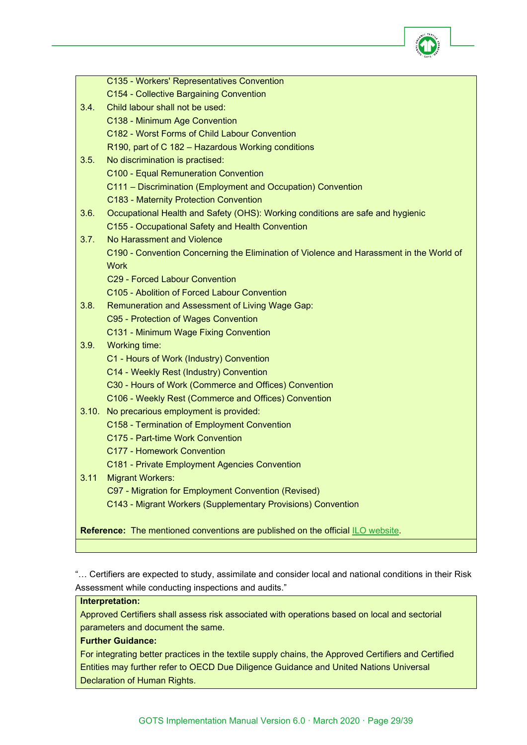C135 - Workers' Representatives Convention
C154 - Collective Bargaining Convention

3.4. Child labour shall not be used:
C138 - Minimum Age Convention
C182 - Worst Forms of Child Labour Convention
R190, part of C 182 – Hazardous Working conditions

3.5. No discrimination is practised:
C100 - Equal Remuneration Convention
C111 – Discrimination (Employment and Occupation) Convention
C183 - Maternity Protection Convention

3.6. Occupational Health and Safety (OHS): Working conditions are safe and hygienic
C155 - Occupational Safety and Health Convention

3.7. No Harassment and Violence
C190 - Convention Concerning the Elimination of Violence and Harassment in the World of Work
C29 - Forced Labour Convention
C105 - Abolition of Forced Labour Convention

3.8. Remuneration and Assessment of Living Wage Gap:
C95 - Protection of Wages Convention
C131 - Minimum Wage Fixing Convention

3.9. Working time:
C1 - Hours of Work (Industry) Convention
C14 - Weekly Rest (Industry) Convention
C30 - Hours of Work (Commerce and Offices) Convention
C106 - Weekly Rest (Commerce and Offices) Convention

3.10. No precarious employment is provided:
C158 - Termination of Employment Convention
C175 - Part-time Work Convention
C177 - Homework Convention
C181 - Private Employment Agencies Convention

3.11 Migrant Workers:
C97 - Migration for Employment Convention (Revised)
C143 - Migrant Workers (Supplementary Provisions) Convention

**Reference:** The mentioned conventions are published on the official ILO website.

"… Certifiers are expected to study, assimilate and consider local and national conditions in their Risk Assessment while conducting inspections and audits."

**Interpretation:**

Approved Certifiers shall assess risk associated with operations based on local and sectorial parameters and document the same.

**Further Guidance:**

For integrating better practices in the textile supply chains, the Approved Certifiers and Certified Entities may further refer to OECD Due Diligence Guidance and United Nations Universal Declaration of Human Rights.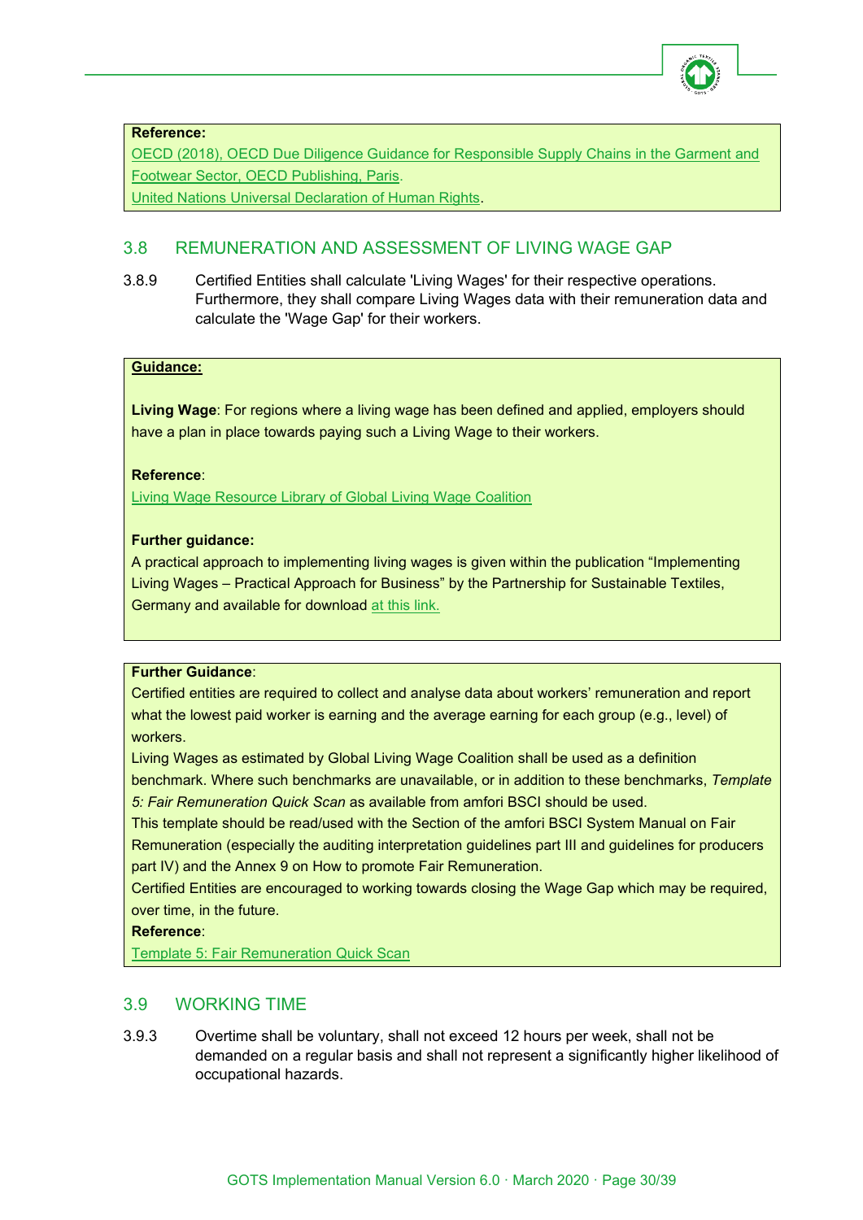**Reference:**

OECD (2018), OECD Due Diligence Guidance for Responsible Supply Chains in the Garment and Footwear Sector, OECD Publishing, Paris.

United Nations Universal Declaration of Human Rights.

## 3.8 REMUNERATION AND ASSESSMENT OF LIVING WAGE GAP

3.8.9 Certified Entities shall calculate 'Living Wages' for their respective operations. Furthermore, they shall compare Living Wages data with their remuneration data and calculate the 'Wage Gap' for their workers.

**Guidance:**

**Living Wage**: For regions where a living wage has been defined and applied, employers should have a plan in place towards paying such a Living Wage to their workers.

**Reference**:

Living Wage Resource Library of Global Living Wage Coalition

**Further guidance:**

A practical approach to implementing living wages is given within the publication "Implementing Living Wages – Practical Approach for Business" by the Partnership for Sustainable Textiles, Germany and available for download at this link.

**Further Guidance**:

Certified entities are required to collect and analyse data about workers' remuneration and report what the lowest paid worker is earning and the average earning for each group (e.g., level) of workers.

Living Wages as estimated by Global Living Wage Coalition shall be used as a definition benchmark. Where such benchmarks are unavailable, or in addition to these benchmarks, *Template 5: Fair Remuneration Quick Scan* as available from amfori BSCI should be used.

This template should be read/used with the Section of the amfori BSCI System Manual on Fair Remuneration (especially the auditing interpretation guidelines part III and guidelines for producers part IV) and the Annex 9 on How to promote Fair Remuneration.

Certified Entities are encouraged to working towards closing the Wage Gap which may be required, over time, in the future.

**Reference**:

Template 5: Fair Remuneration Quick Scan

## 3.9 WORKING TIME

3.9.3 Overtime shall be voluntary, shall not exceed 12 hours per week, shall not be demanded on a regular basis and shall not represent a significantly higher likelihood of occupational hazards.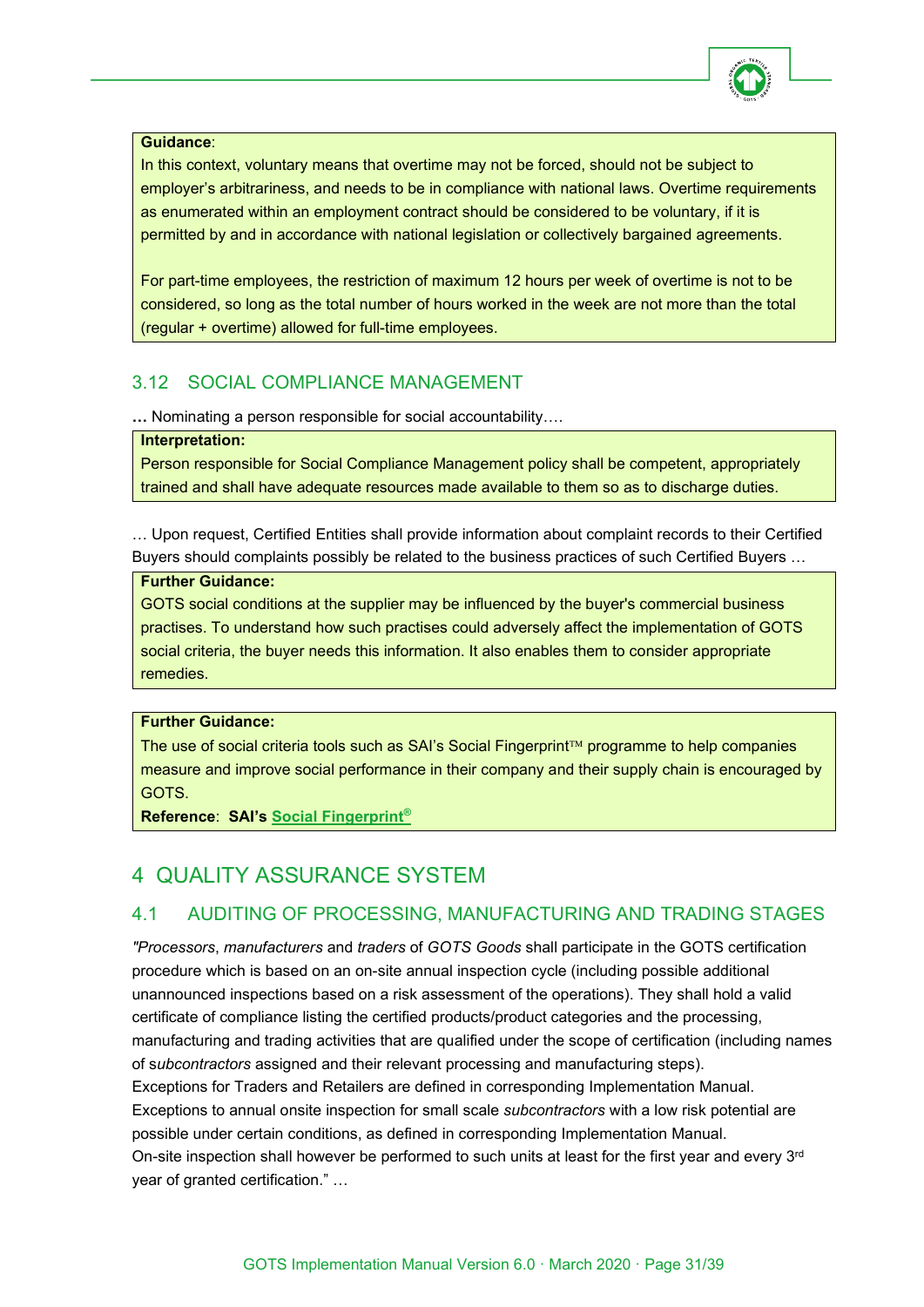**Guidance**:

In this context, voluntary means that overtime may not be forced, should not be subject to employer's arbitrariness, and needs to be in compliance with national laws. Overtime requirements as enumerated within an employment contract should be considered to be voluntary, if it is permitted by and in accordance with national legislation or collectively bargained agreements.

For part-time employees, the restriction of maximum 12 hours per week of overtime is not to be considered, so long as the total number of hours worked in the week are not more than the total (regular + overtime) allowed for full-time employees.

## 3.12 SOCIAL COMPLIANCE MANAGEMENT

**…** Nominating a person responsible for social accountability….

**Interpretation:**

Person responsible for Social Compliance Management policy shall be competent, appropriately trained and shall have adequate resources made available to them so as to discharge duties.

… Upon request, Certified Entities shall provide information about complaint records to their Certified Buyers should complaints possibly be related to the business practices of such Certified Buyers …

**Further Guidance:**

GOTS social conditions at the supplier may be influenced by the buyer's commercial business practises. To understand how such practises could adversely affect the implementation of GOTS social criteria, the buyer needs this information. It also enables them to consider appropriate remedies.

**Further Guidance:**

The use of social criteria tools such as SAI's Social Fingerprint™ programme to help companies measure and improve social performance in their company and their supply chain is encouraged by GOTS.

**Reference**: **SAI's Social Fingerprint®**

# 4 QUALITY ASSURANCE SYSTEM

## 4.1 AUDITING OF PROCESSING, MANUFACTURING AND TRADING STAGES

*"Processors*, *manufacturers* and *traders* of *GOTS Goods* shall participate in the GOTS certification procedure which is based on an on-site annual inspection cycle (including possible additional unannounced inspections based on a risk assessment of the operations). They shall hold a valid certificate of compliance listing the certified products/product categories and the processing, manufacturing and trading activities that are qualified under the scope of certification (including names of s*ubcontractors* assigned and their relevant processing and manufacturing steps).
Exceptions for Traders and Retailers are defined in corresponding Implementation Manual.
Exceptions to annual onsite inspection for small scale *subcontractors* with a low risk potential are possible under certain conditions, as defined in corresponding Implementation Manual.
On-site inspection shall however be performed to such units at least for the first year and every 3rd year of granted certification." …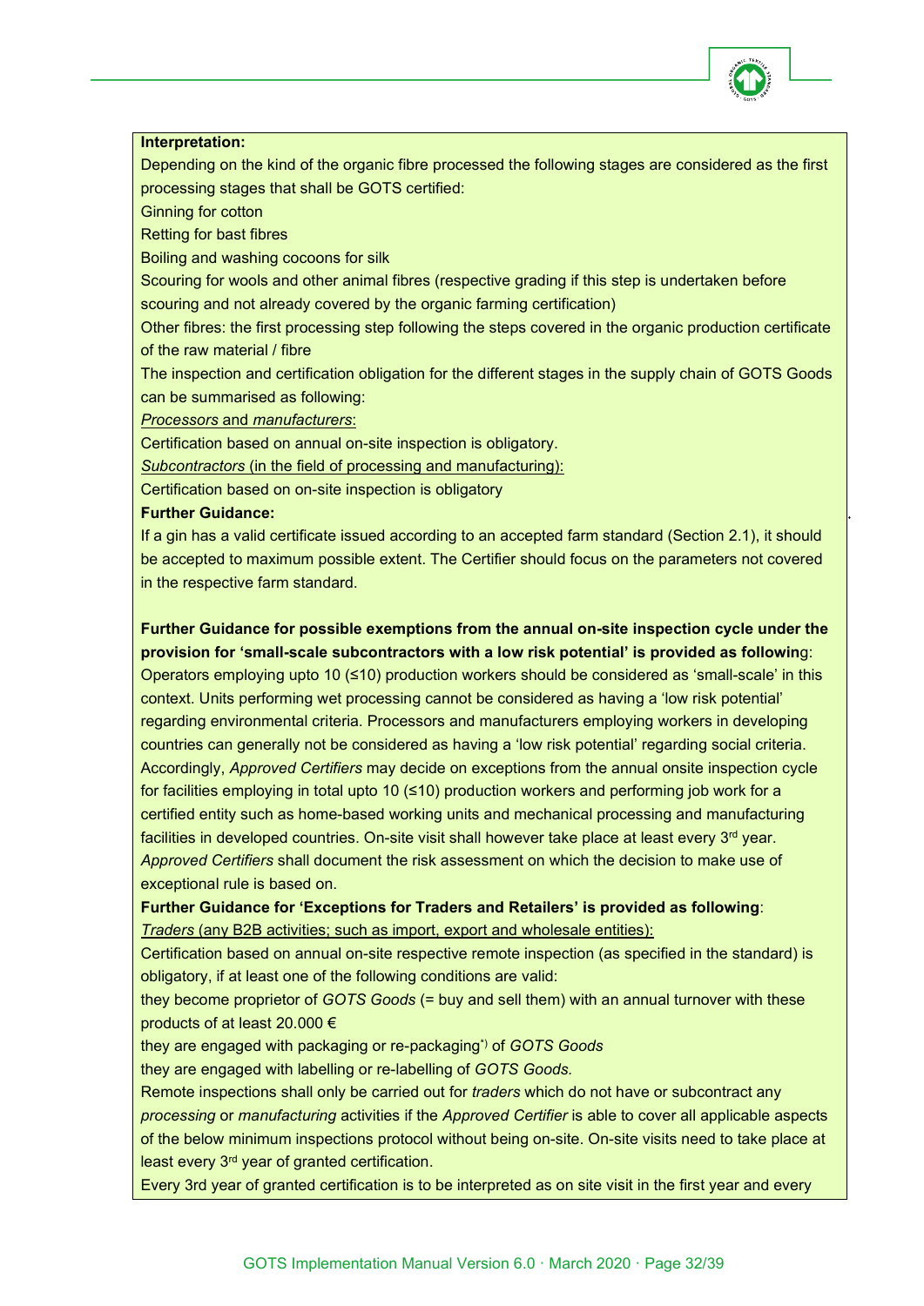**Interpretation:**

Depending on the kind of the organic fibre processed the following stages are considered as the first processing stages that shall be GOTS certified:

Ginning for cotton

Retting for bast fibres

Boiling and washing cocoons for silk

Scouring for wools and other animal fibres (respective grading if this step is undertaken before scouring and not already covered by the organic farming certification)

Other fibres: the first processing step following the steps covered in the organic production certificate of the raw material / fibre

The inspection and certification obligation for the different stages in the supply chain of GOTS Goods can be summarised as following:

*Processors* and *manufacturers*:

Certification based on annual on-site inspection is obligatory.

*Subcontractors* (in the field of processing and manufacturing):

Certification based on on-site inspection is obligatory

**Further Guidance:**

If a gin has a valid certificate issued according to an accepted farm standard (Section 2.1), it should be accepted to maximum possible extent. The Certifier should focus on the parameters not covered in the respective farm standard.

**Further Guidance for possible exemptions from the annual on-site inspection cycle under the provision for 'small-scale subcontractors with a low risk potential' is provided as following**:

Operators employing upto 10 (≤10) production workers should be considered as 'small-scale' in this context. Units performing wet processing cannot be considered as having a 'low risk potential' regarding environmental criteria. Processors and manufacturers employing workers in developing countries can generally not be considered as having a 'low risk potential' regarding social criteria. Accordingly, *Approved Certifiers* may decide on exceptions from the annual onsite inspection cycle for facilities employing in total upto 10 (≤10) production workers and performing job work for a certified entity such as home-based working units and mechanical processing and manufacturing facilities in developed countries. On-site visit shall however take place at least every 3rd year. *Approved Certifiers* shall document the risk assessment on which the decision to make use of exceptional rule is based on.

**Further Guidance for 'Exceptions for Traders and Retailers' is provided as following**:

*Traders* (any B2B activities; such as import, export and wholesale entities):

Certification based on annual on-site respective remote inspection (as specified in the standard) is obligatory, if at least one of the following conditions are valid:

they become proprietor of *GOTS Goods* (= buy and sell them) with an annual turnover with these products of at least 20.000 €

they are engaged with packaging or re-packaging[*)] of *GOTS Goods*

they are engaged with labelling or re-labelling of *GOTS Goods.*

Remote inspections shall only be carried out for *traders* which do not have or subcontract any *processing* or *manufacturing* activities if the *Approved Certifier* is able to cover all applicable aspects of the below minimum inspections protocol without being on-site. On-site visits need to take place at least every 3rd year of granted certification.

Every 3rd year of granted certification is to be interpreted as on site visit in the first year and every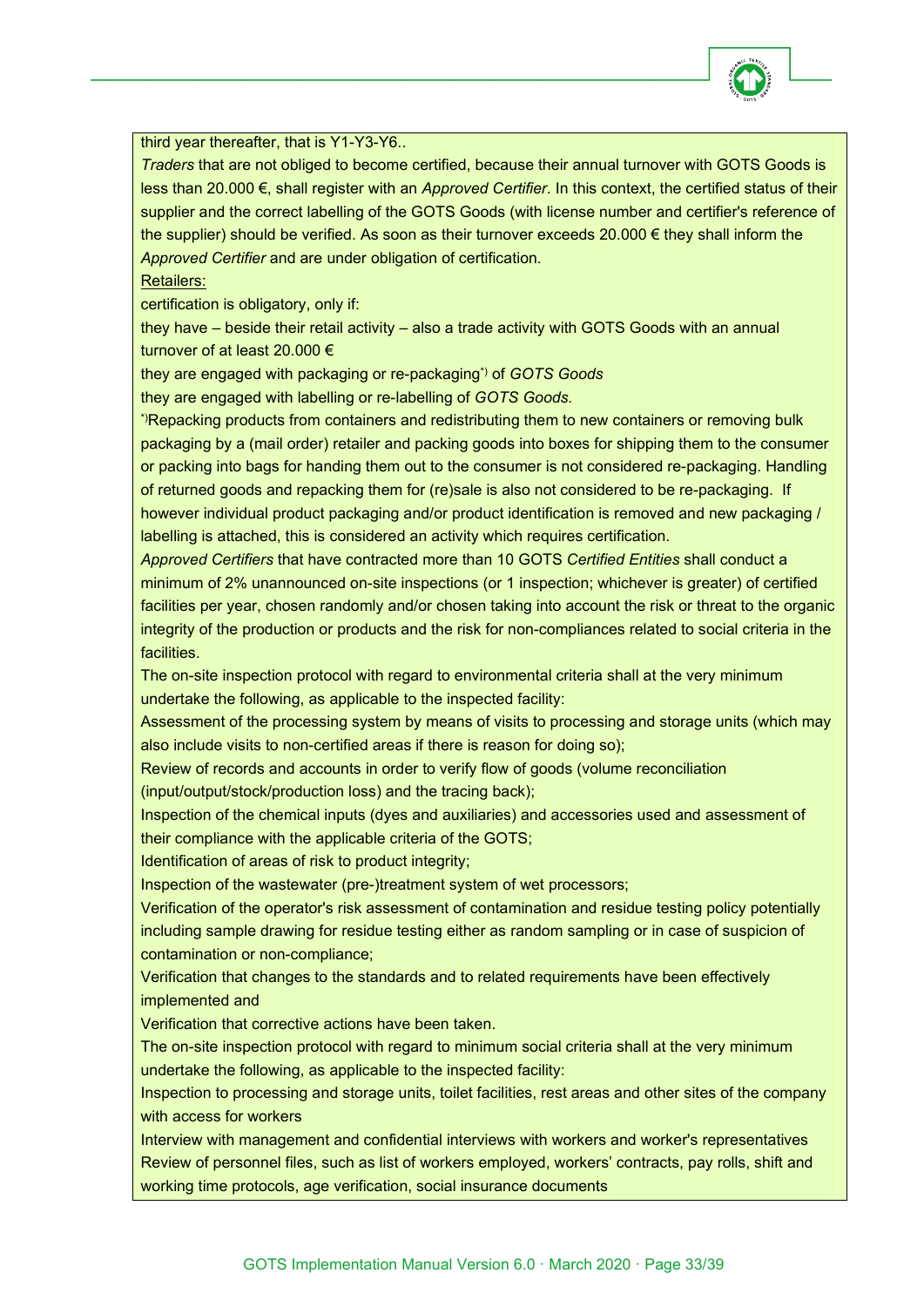third year thereafter, that is Y1-Y3-Y6..

*Traders* that are not obliged to become certified, because their annual turnover with GOTS Goods is less than 20.000 €, shall register with an *Approved Certifier*. In this context, the certified status of their supplier and the correct labelling of the GOTS Goods (with license number and certifier's reference of the supplier) should be verified. As soon as their turnover exceeds 20.000 € they shall inform the *Approved Certifier* and are under obligation of certification.

Retailers:

certification is obligatory, only if:

they have – beside their retail activity – also a trade activity with GOTS Goods with an annual turnover of at least 20.000 €

they are engaged with packaging or re-packaging[*)] of *GOTS Goods*

they are engaged with labelling or re-labelling of *GOTS Goods*.

[*)]Repacking products from containers and redistributing them to new containers or removing bulk packaging by a (mail order) retailer and packing goods into boxes for shipping them to the consumer or packing into bags for handing them out to the consumer is not considered re-packaging. Handling of returned goods and repacking them for (re)sale is also not considered to be re-packaging. If however individual product packaging and/or product identification is removed and new packaging / labelling is attached, this is considered an activity which requires certification.

*Approved Certifiers* that have contracted more than 10 GOTS *Certified Entities* shall conduct a minimum of 2% unannounced on-site inspections (or 1 inspection; whichever is greater) of certified facilities per year, chosen randomly and/or chosen taking into account the risk or threat to the organic integrity of the production or products and the risk for non-compliances related to social criteria in the facilities.

The on-site inspection protocol with regard to environmental criteria shall at the very minimum undertake the following, as applicable to the inspected facility:

Assessment of the processing system by means of visits to processing and storage units (which may also include visits to non-certified areas if there is reason for doing so);

Review of records and accounts in order to verify flow of goods (volume reconciliation (input/output/stock/production loss) and the tracing back);

Inspection of the chemical inputs (dyes and auxiliaries) and accessories used and assessment of their compliance with the applicable criteria of the GOTS;

Identification of areas of risk to product integrity;

Inspection of the wastewater (pre-)treatment system of wet processors;

Verification of the operator's risk assessment of contamination and residue testing policy potentially including sample drawing for residue testing either as random sampling or in case of suspicion of contamination or non-compliance;

Verification that changes to the standards and to related requirements have been effectively implemented and

Verification that corrective actions have been taken.

The on-site inspection protocol with regard to minimum social criteria shall at the very minimum undertake the following, as applicable to the inspected facility:

Inspection to processing and storage units, toilet facilities, rest areas and other sites of the company with access for workers

Interview with management and confidential interviews with workers and worker's representatives

Review of personnel files, such as list of workers employed, workers' contracts, pay rolls, shift and working time protocols, age verification, social insurance documents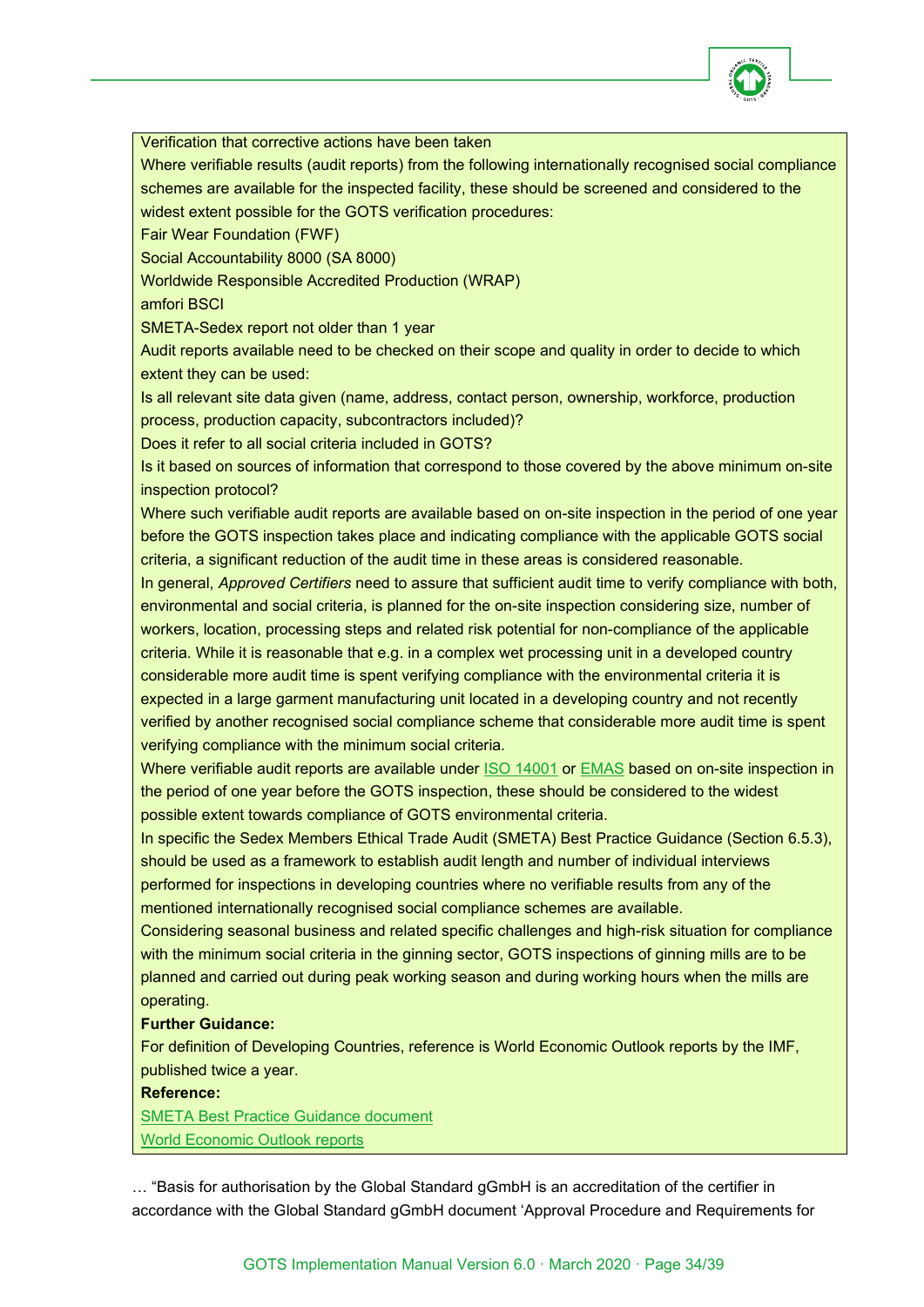Verification that corrective actions have been taken

Where verifiable results (audit reports) from the following internationally recognised social compliance schemes are available for the inspected facility, these should be screened and considered to the widest extent possible for the GOTS verification procedures:

Fair Wear Foundation (FWF)

Social Accountability 8000 (SA 8000)

Worldwide Responsible Accredited Production (WRAP)

amfori BSCI

SMETA-Sedex report not older than 1 year

Audit reports available need to be checked on their scope and quality in order to decide to which extent they can be used:

Is all relevant site data given (name, address, contact person, ownership, workforce, production process, production capacity, subcontractors included)?

Does it refer to all social criteria included in GOTS?

Is it based on sources of information that correspond to those covered by the above minimum on-site inspection protocol?

Where such verifiable audit reports are available based on on-site inspection in the period of one year before the GOTS inspection takes place and indicating compliance with the applicable GOTS social criteria, a significant reduction of the audit time in these areas is considered reasonable.

In general, *Approved Certifiers* need to assure that sufficient audit time to verify compliance with both, environmental and social criteria, is planned for the on-site inspection considering size, number of workers, location, processing steps and related risk potential for non-compliance of the applicable criteria. While it is reasonable that e.g. in a complex wet processing unit in a developed country considerable more audit time is spent verifying compliance with the environmental criteria it is expected in a large garment manufacturing unit located in a developing country and not recently verified by another recognised social compliance scheme that considerable more audit time is spent verifying compliance with the minimum social criteria.

Where verifiable audit reports are available under ISO 14001 or EMAS based on on-site inspection in the period of one year before the GOTS inspection, these should be considered to the widest possible extent towards compliance of GOTS environmental criteria.

In specific the Sedex Members Ethical Trade Audit (SMETA) Best Practice Guidance (Section 6.5.3), should be used as a framework to establish audit length and number of individual interviews performed for inspections in developing countries where no verifiable results from any of the mentioned internationally recognised social compliance schemes are available.

Considering seasonal business and related specific challenges and high-risk situation for compliance with the minimum social criteria in the ginning sector, GOTS inspections of ginning mills are to be planned and carried out during peak working season and during working hours when the mills are operating.

**Further Guidance:**

For definition of Developing Countries, reference is World Economic Outlook reports by the IMF, published twice a year.

**Reference:**

SMETA Best Practice Guidance document

World Economic Outlook reports

… "Basis for authorisation by the Global Standard gGmbH is an accreditation of the certifier in accordance with the Global Standard gGmbH document 'Approval Procedure and Requirements for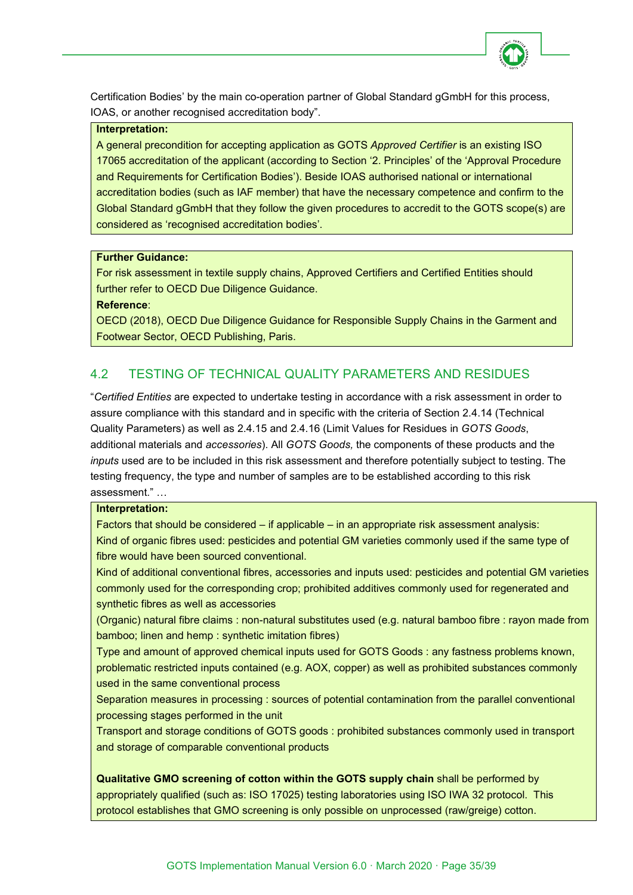Certification Bodies' by the main co-operation partner of Global Standard gGmbH for this process, IOAS, or another recognised accreditation body".

**Interpretation:**

A general precondition for accepting application as GOTS *Approved Certifier* is an existing ISO 17065 accreditation of the applicant (according to Section '2. Principles' of the 'Approval Procedure and Requirements for Certification Bodies'). Beside IOAS authorised national or international accreditation bodies (such as IAF member) that have the necessary competence and confirm to the Global Standard gGmbH that they follow the given procedures to accredit to the GOTS scope(s) are considered as 'recognised accreditation bodies'.

**Further Guidance:**

For risk assessment in textile supply chains, Approved Certifiers and Certified Entities should further refer to OECD Due Diligence Guidance.

**Reference**:

OECD (2018), OECD Due Diligence Guidance for Responsible Supply Chains in the Garment and Footwear Sector, OECD Publishing, Paris.

## 4.2 TESTING OF TECHNICAL QUALITY PARAMETERS AND RESIDUES

"*Certified Entities* are expected to undertake testing in accordance with a risk assessment in order to assure compliance with this standard and in specific with the criteria of Section 2.4.14 (Technical Quality Parameters) as well as 2.4.15 and 2.4.16 (Limit Values for Residues in *GOTS Goods*, additional materials and *accessories*). All *GOTS Goods,* the components of these products and the *inputs* used are to be included in this risk assessment and therefore potentially subject to testing. The testing frequency, the type and number of samples are to be established according to this risk assessment." …

**Interpretation:**

Factors that should be considered – if applicable – in an appropriate risk assessment analysis:

Kind of organic fibres used: pesticides and potential GM varieties commonly used if the same type of fibre would have been sourced conventional.

Kind of additional conventional fibres, accessories and inputs used: pesticides and potential GM varieties commonly used for the corresponding crop; prohibited additives commonly used for regenerated and synthetic fibres as well as accessories

(Organic) natural fibre claims : non-natural substitutes used (e.g. natural bamboo fibre : rayon made from bamboo; linen and hemp : synthetic imitation fibres)

Type and amount of approved chemical inputs used for GOTS Goods : any fastness problems known, problematic restricted inputs contained (e.g. AOX, copper) as well as prohibited substances commonly used in the same conventional process

Separation measures in processing : sources of potential contamination from the parallel conventional processing stages performed in the unit

Transport and storage conditions of GOTS goods : prohibited substances commonly used in transport and storage of comparable conventional products

**Qualitative GMO screening of cotton within the GOTS supply chain** shall be performed by appropriately qualified (such as: ISO 17025) testing laboratories using ISO IWA 32 protocol. This protocol establishes that GMO screening is only possible on unprocessed (raw/greige) cotton.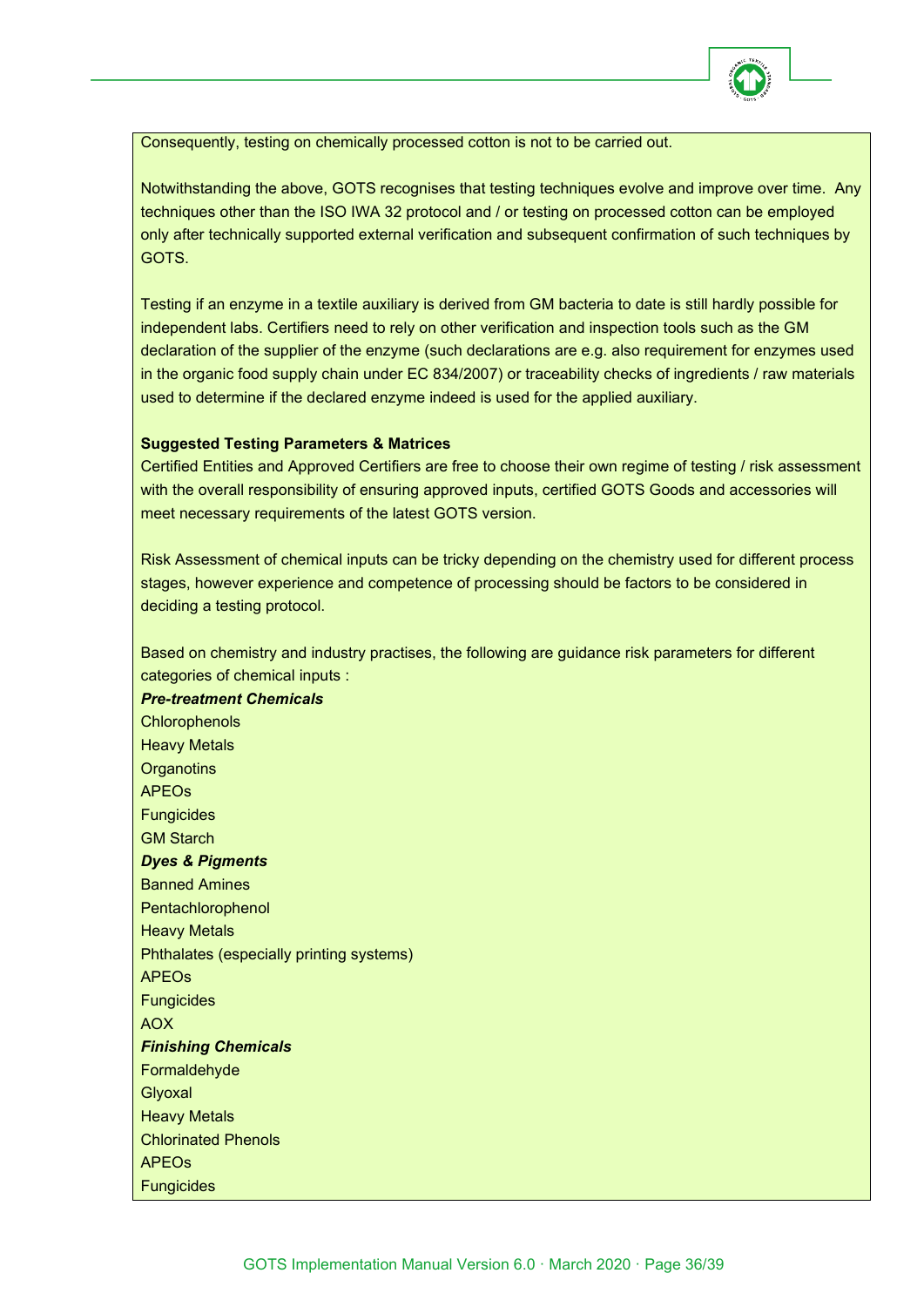Consequently, testing on chemically processed cotton is not to be carried out.

Notwithstanding the above, GOTS recognises that testing techniques evolve and improve over time. Any techniques other than the ISO IWA 32 protocol and / or testing on processed cotton can be employed only after technically supported external verification and subsequent confirmation of such techniques by GOTS.

Testing if an enzyme in a textile auxiliary is derived from GM bacteria to date is still hardly possible for independent labs. Certifiers need to rely on other verification and inspection tools such as the GM declaration of the supplier of the enzyme (such declarations are e.g. also requirement for enzymes used in the organic food supply chain under EC 834/2007) or traceability checks of ingredients / raw materials used to determine if the declared enzyme indeed is used for the applied auxiliary.

**Suggested Testing Parameters & Matrices**

Certified Entities and Approved Certifiers are free to choose their own regime of testing / risk assessment with the overall responsibility of ensuring approved inputs, certified GOTS Goods and accessories will meet necessary requirements of the latest GOTS version.

Risk Assessment of chemical inputs can be tricky depending on the chemistry used for different process stages, however experience and competence of processing should be factors to be considered in deciding a testing protocol.

Based on chemistry and industry practises, the following are guidance risk parameters for different categories of chemical inputs :

***Pre-treatment Chemicals***

Chlorophenols
Heavy Metals
Organotins
APEOs
Fungicides
GM Starch

***Dyes & Pigments***

Banned Amines
Pentachlorophenol
Heavy Metals
Phthalates (especially printing systems)
APEOs
Fungicides
AOX

***Finishing Chemicals***

Formaldehyde
Glyoxal
Heavy Metals
Chlorinated Phenols
APEOs
Fungicides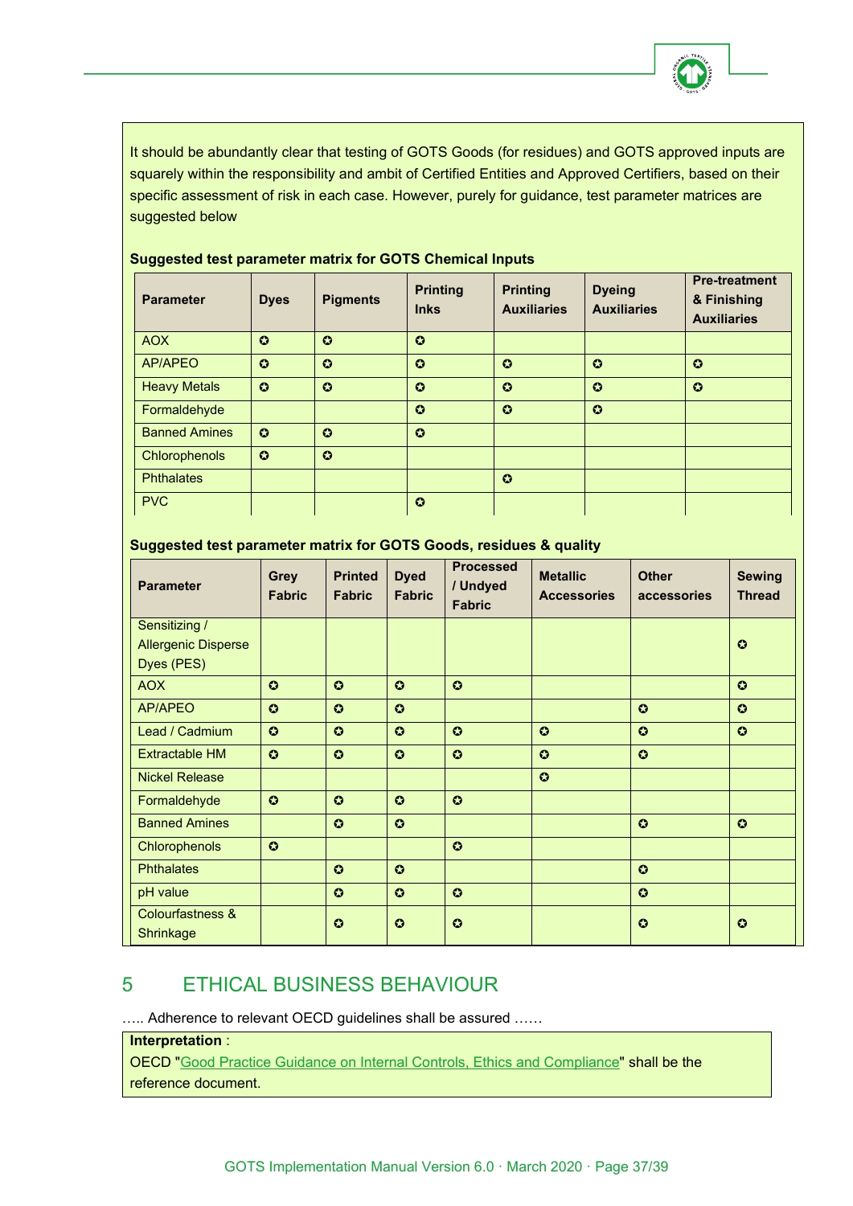It should be abundantly clear that testing of GOTS Goods (for residues) and GOTS approved inputs are squarely within the responsibility and ambit of Certified Entities and Approved Certifiers, based on their specific assessment of risk in each case. However, purely for guidance, test parameter matrices are suggested below

**Suggested test parameter matrix for GOTS Chemical Inputs**

| Parameter | Dyes | Pigments | Printing Inks | Printing Auxiliaries | Dyeing Auxiliaries | Pre-treatment & Finishing Auxiliaries |
|---|---|---|---|---|---|---|
| AOX | ✪ | ✪ | ✪ | | | |
| AP/APEO | ✪ | ✪ | ✪ | ✪ | ✪ | ✪ |
| Heavy Metals | ✪ | ✪ | ✪ | ✪ | ✪ | ✪ |
| Formaldehyde | | | ✪ | ✪ | ✪ | |
| Banned Amines | ✪ | ✪ | ✪ | | | |
| Chlorophenols | ✪ | ✪ | | | | |
| Phthalates | | | | ✪ | | |
| PVC | | | ✪ | | | |

**Suggested test parameter matrix for GOTS Goods, residues & quality**

| Parameter | Grey Fabric | Printed Fabric | Dyed Fabric | Processed / Undyed Fabric | Metallic Accessories | Other accessories | Sewing Thread |
|---|---|---|---|---|---|---|---|
| Sensitizing / Allergenic Disperse Dyes (PES) | | | | | | | ✪ |
| AOX | ✪ | ✪ | ✪ | ✪ | | | ✪ |
| AP/APEO | ✪ | ✪ | ✪ | | | ✪ | ✪ |
| Lead / Cadmium | ✪ | ✪ | ✪ | ✪ | ✪ | ✪ | ✪ |
| Extractable HM | ✪ | ✪ | ✪ | ✪ | ✪ | ✪ | |
| Nickel Release | | | | | ✪ | | |
| Formaldehyde | ✪ | ✪ | ✪ | ✪ | | | |
| Banned Amines | | ✪ | ✪ | | | ✪ | ✪ |
| Chlorophenols | ✪ | | | ✪ | | | |
| Phthalates | | ✪ | ✪ | | | ✪ | |
| pH value | | ✪ | ✪ | ✪ | | ✪ | |
| Colourfastness & Shrinkage | | ✪ | ✪ | ✪ | | ✪ | ✪ |

# 5 ETHICAL BUSINESS BEHAVIOUR

….. Adherence to relevant OECD guidelines shall be assured ……

**Interpretation** :

OECD "Good Practice Guidance on Internal Controls, Ethics and Compliance" shall be the reference document.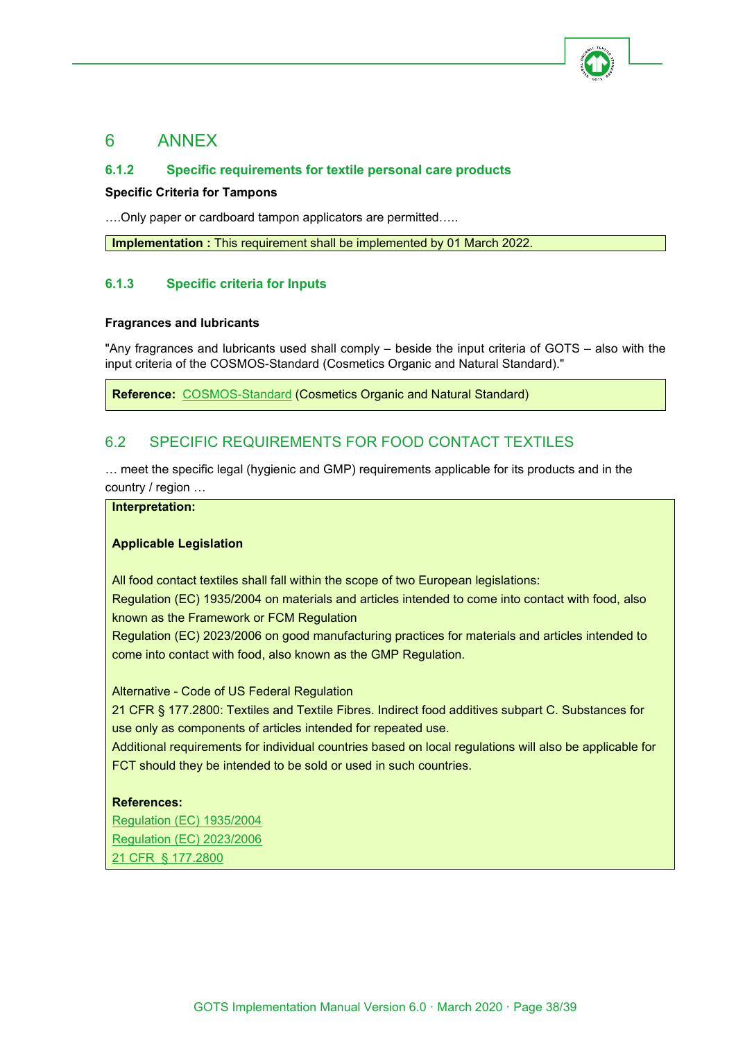# 6 ANNEX

### 6.1.2 Specific requirements for textile personal care products

**Specific Criteria for Tampons**

….Only paper or cardboard tampon applicators are permitted…..

**Implementation :** This requirement shall be implemented by 01 March 2022.

### 6.1.3 Specific criteria for Inputs

**Fragrances and lubricants**

"Any fragrances and lubricants used shall comply – beside the input criteria of GOTS – also with the input criteria of the COSMOS-Standard (Cosmetics Organic and Natural Standard)."

**Reference:** COSMOS-Standard (Cosmetics Organic and Natural Standard)

## 6.2 SPECIFIC REQUIREMENTS FOR FOOD CONTACT TEXTILES

… meet the specific legal (hygienic and GMP) requirements applicable for its products and in the country / region …

**Interpretation:**

**Applicable Legislation**

All food contact textiles shall fall within the scope of two European legislations:
Regulation (EC) 1935/2004 on materials and articles intended to come into contact with food, also known as the Framework or FCM Regulation
Regulation (EC) 2023/2006 on good manufacturing practices for materials and articles intended to come into contact with food, also known as the GMP Regulation.

Alternative - Code of US Federal Regulation
21 CFR § 177.2800: Textiles and Textile Fibres. Indirect food additives subpart C. Substances for use only as components of articles intended for repeated use.
Additional requirements for individual countries based on local regulations will also be applicable for FCT should they be intended to be sold or used in such countries.

**References:**
Regulation (EC) 1935/2004
Regulation (EC) 2023/2006
21 CFR § 177.2800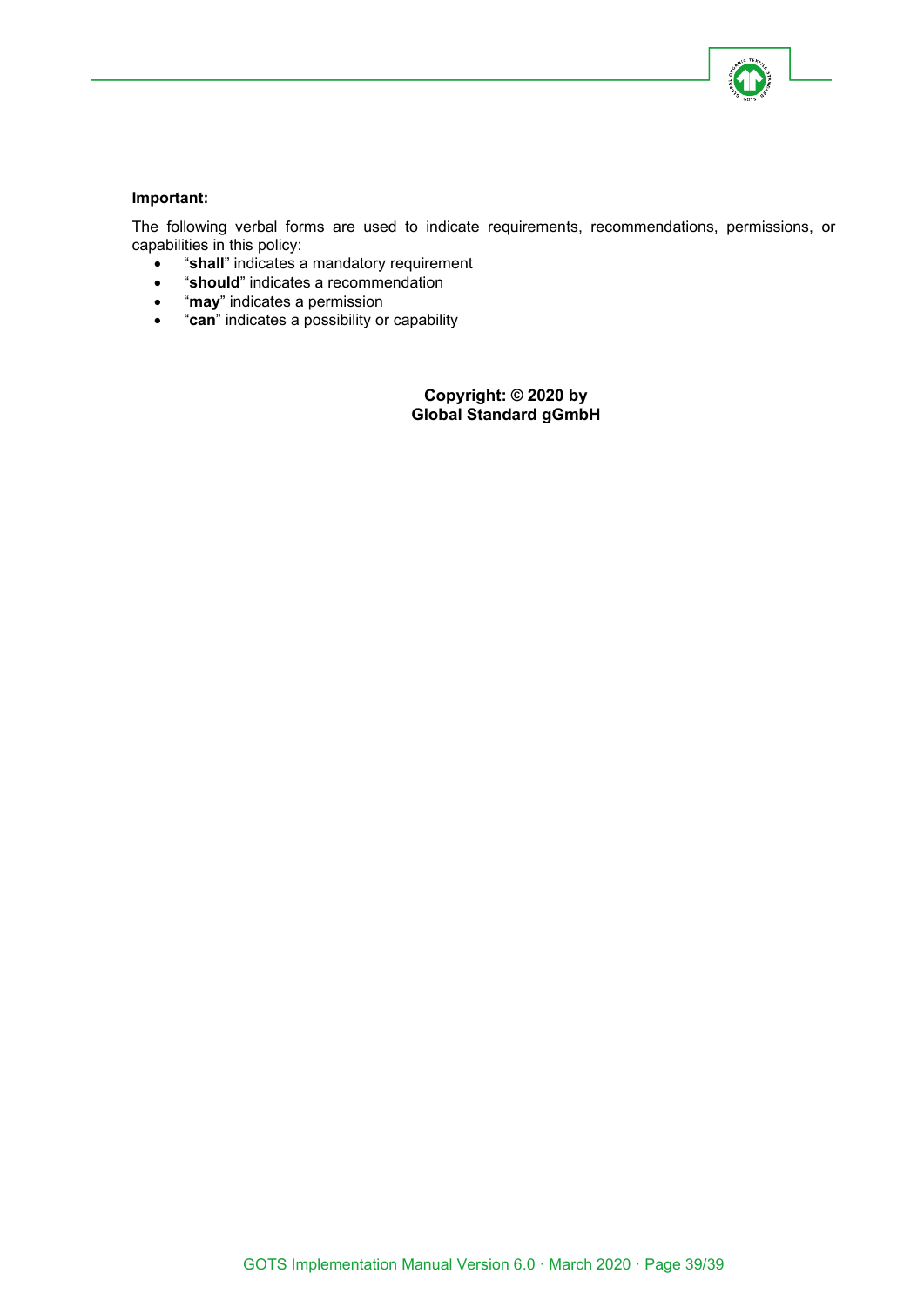**Important:**

The following verbal forms are used to indicate requirements, recommendations, permissions, or capabilities in this policy:

- "**shall**" indicates a mandatory requirement
- "**should**" indicates a recommendation
- "**may**" indicates a permission
- "**can**" indicates a possibility or capability

**Copyright: © 2020 by**
**Global Standard gGmbH**